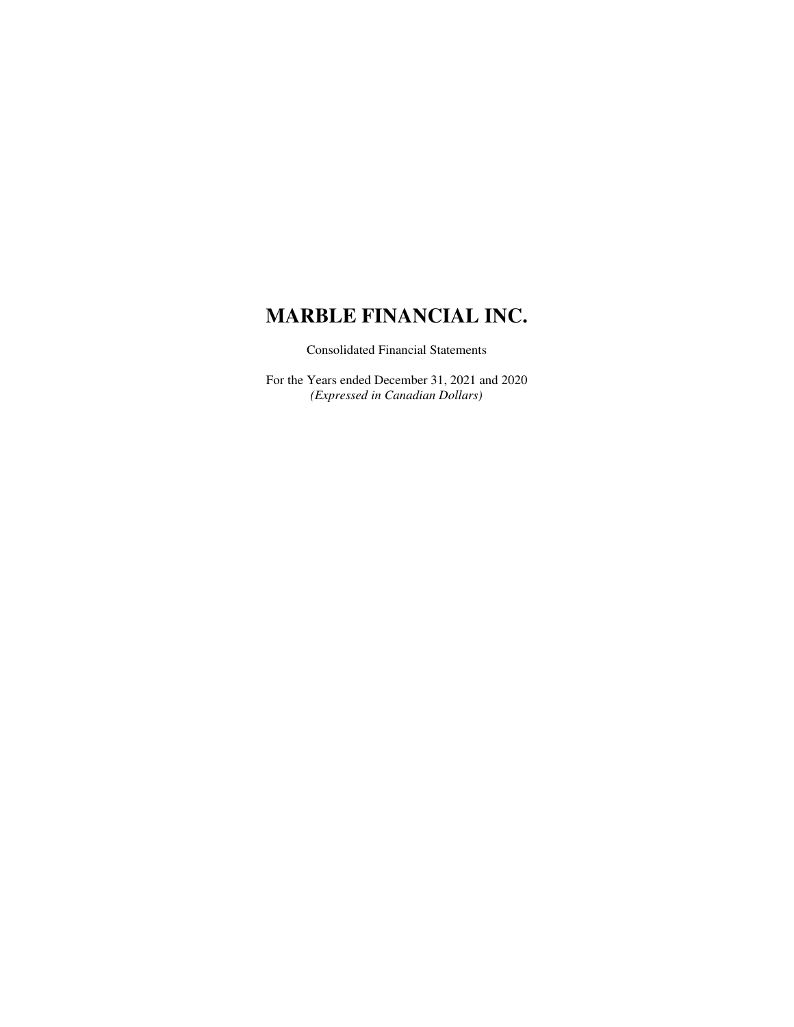# MARBLE FINANCIAL INC.

Consolidated Financial Statements

For the Years ended December 31, 2021 and 2020
*(Expressed in Canadian Dollars)*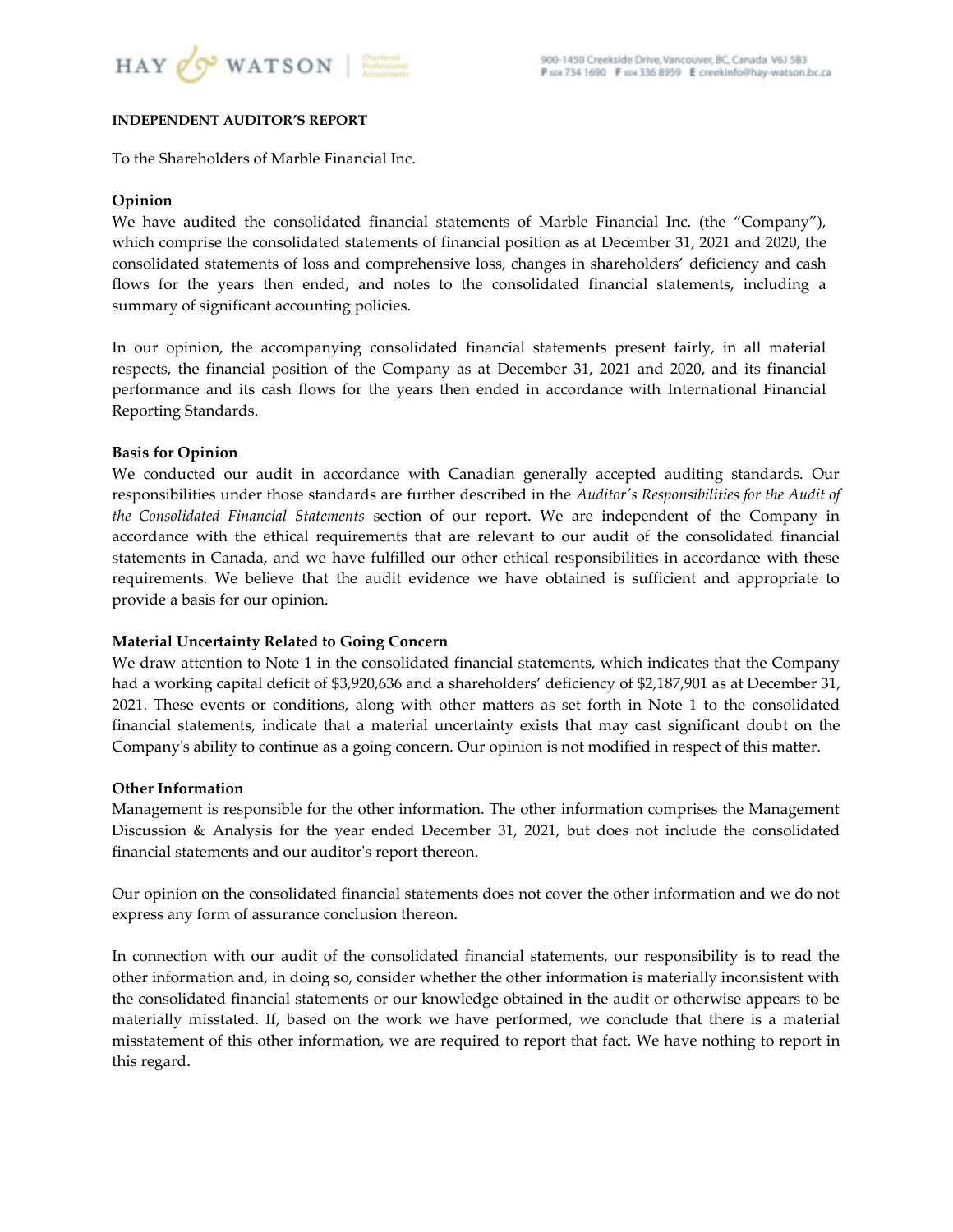**INDEPENDENT AUDITOR'S REPORT**

To the Shareholders of Marble Financial Inc.

**Opinion**

We have audited the consolidated financial statements of Marble Financial Inc. (the "Company"), which comprise the consolidated statements of financial position as at December 31, 2021 and 2020, the consolidated statements of loss and comprehensive loss, changes in shareholders' deficiency and cash flows for the years then ended, and notes to the consolidated financial statements, including a summary of significant accounting policies.

In our opinion, the accompanying consolidated financial statements present fairly, in all material respects, the financial position of the Company as at December 31, 2021 and 2020, and its financial performance and its cash flows for the years then ended in accordance with International Financial Reporting Standards.

**Basis for Opinion**

We conducted our audit in accordance with Canadian generally accepted auditing standards. Our responsibilities under those standards are further described in the *Auditor's Responsibilities for the Audit of the Consolidated Financial Statements* section of our report. We are independent of the Company in accordance with the ethical requirements that are relevant to our audit of the consolidated financial statements in Canada, and we have fulfilled our other ethical responsibilities in accordance with these requirements. We believe that the audit evidence we have obtained is sufficient and appropriate to provide a basis for our opinion.

**Material Uncertainty Related to Going Concern**

We draw attention to Note 1 in the consolidated financial statements, which indicates that the Company had a working capital deficit of $3,920,636 and a shareholders' deficiency of $2,187,901 as at December 31, 2021. These events or conditions, along with other matters as set forth in Note 1 to the consolidated financial statements, indicate that a material uncertainty exists that may cast significant doubt on the Company's ability to continue as a going concern. Our opinion is not modified in respect of this matter.

**Other Information**

Management is responsible for the other information. The other information comprises the Management Discussion & Analysis for the year ended December 31, 2021, but does not include the consolidated financial statements and our auditor's report thereon.

Our opinion on the consolidated financial statements does not cover the other information and we do not express any form of assurance conclusion thereon.

In connection with our audit of the consolidated financial statements, our responsibility is to read the other information and, in doing so, consider whether the other information is materially inconsistent with the consolidated financial statements or our knowledge obtained in the audit or otherwise appears to be materially misstated. If, based on the work we have performed, we conclude that there is a material misstatement of this other information, we are required to report that fact. We have nothing to report in this regard.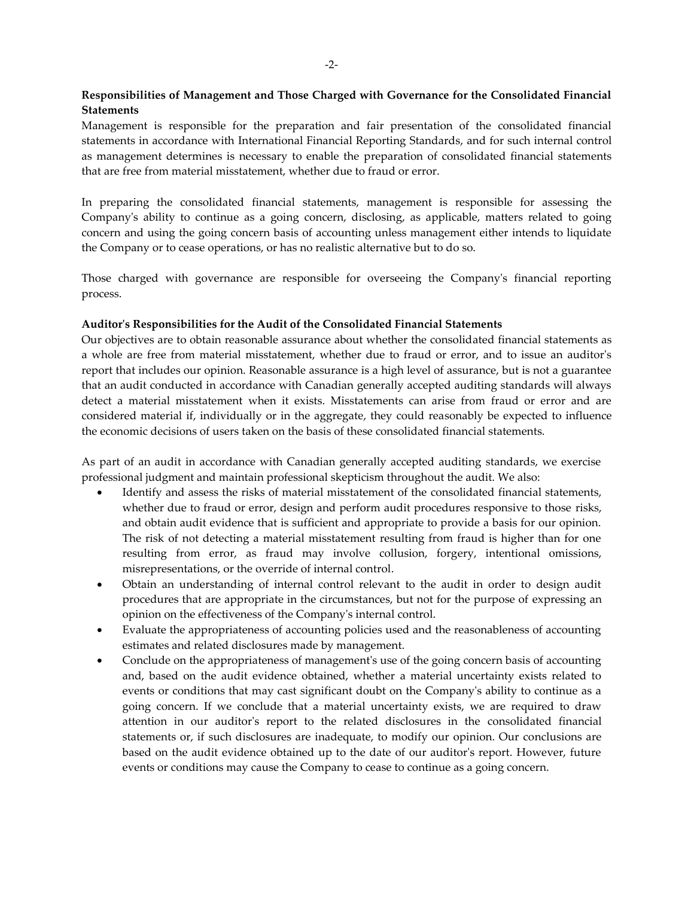**Responsibilities of Management and Those Charged with Governance for the Consolidated Financial Statements**

Management is responsible for the preparation and fair presentation of the consolidated financial statements in accordance with International Financial Reporting Standards, and for such internal control as management determines is necessary to enable the preparation of consolidated financial statements that are free from material misstatement, whether due to fraud or error.

In preparing the consolidated financial statements, management is responsible for assessing the Company's ability to continue as a going concern, disclosing, as applicable, matters related to going concern and using the going concern basis of accounting unless management either intends to liquidate the Company or to cease operations, or has no realistic alternative but to do so.

Those charged with governance are responsible for overseeing the Company's financial reporting process.

**Auditor's Responsibilities for the Audit of the Consolidated Financial Statements**

Our objectives are to obtain reasonable assurance about whether the consolidated financial statements as a whole are free from material misstatement, whether due to fraud or error, and to issue an auditor's report that includes our opinion. Reasonable assurance is a high level of assurance, but is not a guarantee that an audit conducted in accordance with Canadian generally accepted auditing standards will always detect a material misstatement when it exists. Misstatements can arise from fraud or error and are considered material if, individually or in the aggregate, they could reasonably be expected to influence the economic decisions of users taken on the basis of these consolidated financial statements.

As part of an audit in accordance with Canadian generally accepted auditing standards, we exercise professional judgment and maintain professional skepticism throughout the audit. We also:

- Identify and assess the risks of material misstatement of the consolidated financial statements, whether due to fraud or error, design and perform audit procedures responsive to those risks, and obtain audit evidence that is sufficient and appropriate to provide a basis for our opinion. The risk of not detecting a material misstatement resulting from fraud is higher than for one resulting from error, as fraud may involve collusion, forgery, intentional omissions, misrepresentations, or the override of internal control.
- Obtain an understanding of internal control relevant to the audit in order to design audit procedures that are appropriate in the circumstances, but not for the purpose of expressing an opinion on the effectiveness of the Company's internal control.
- Evaluate the appropriateness of accounting policies used and the reasonableness of accounting estimates and related disclosures made by management.
- Conclude on the appropriateness of management's use of the going concern basis of accounting and, based on the audit evidence obtained, whether a material uncertainty exists related to events or conditions that may cast significant doubt on the Company's ability to continue as a going concern. If we conclude that a material uncertainty exists, we are required to draw attention in our auditor's report to the related disclosures in the consolidated financial statements or, if such disclosures are inadequate, to modify our opinion. Our conclusions are based on the audit evidence obtained up to the date of our auditor's report. However, future events or conditions may cause the Company to cease to continue as a going concern.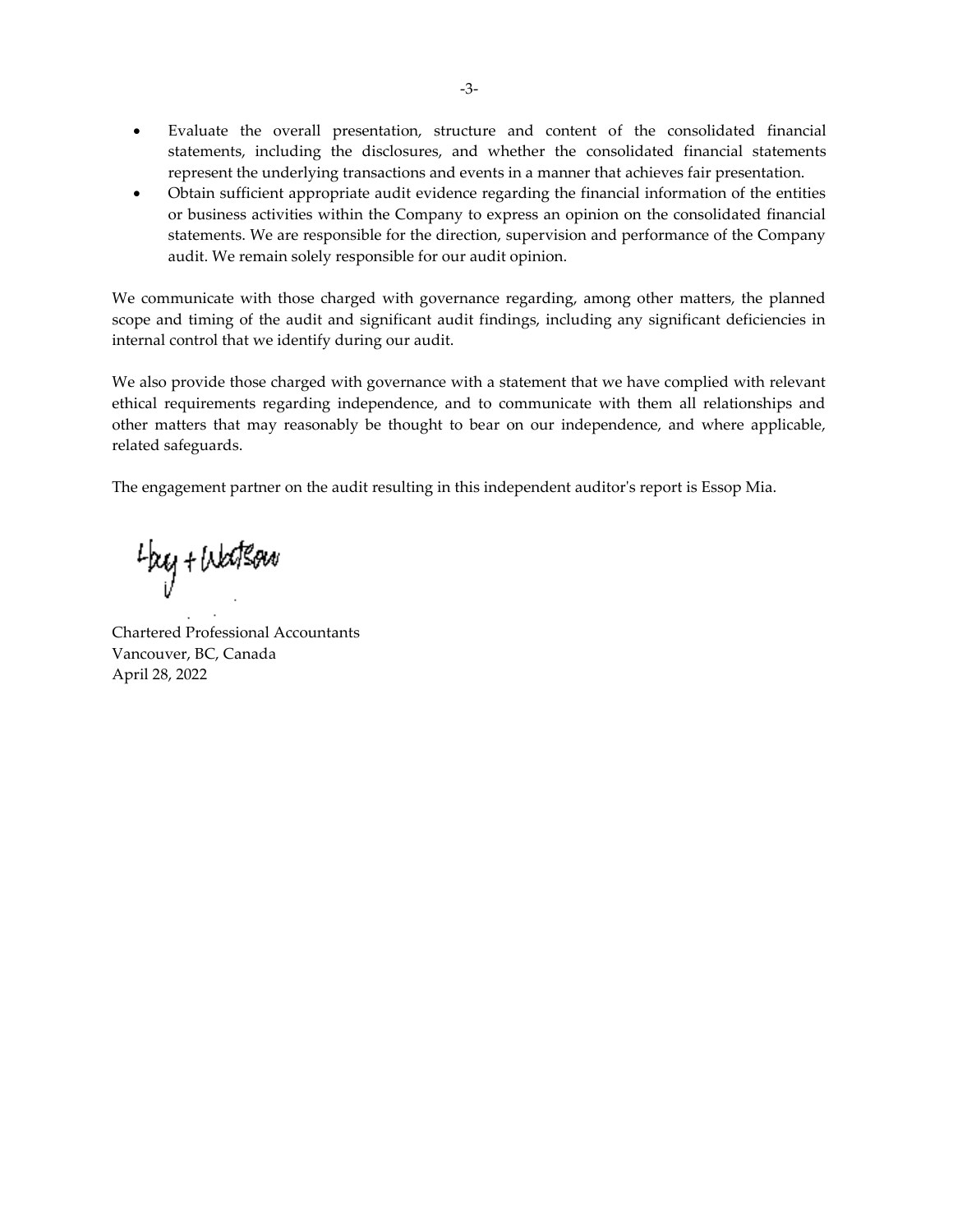- Evaluate the overall presentation, structure and content of the consolidated financial statements, including the disclosures, and whether the consolidated financial statements represent the underlying transactions and events in a manner that achieves fair presentation.
- Obtain sufficient appropriate audit evidence regarding the financial information of the entities or business activities within the Company to express an opinion on the consolidated financial statements. We are responsible for the direction, supervision and performance of the Company audit. We remain solely responsible for our audit opinion.

We communicate with those charged with governance regarding, among other matters, the planned scope and timing of the audit and significant audit findings, including any significant deficiencies in internal control that we identify during our audit.

We also provide those charged with governance with a statement that we have complied with relevant ethical requirements regarding independence, and to communicate with them all relationships and other matters that may reasonably be thought to bear on our independence, and where applicable, related safeguards.

The engagement partner on the audit resulting in this independent auditor's report is Essop Mia.

Hay + Watson

Chartered Professional Accountants
Vancouver, BC, Canada
April 28, 2022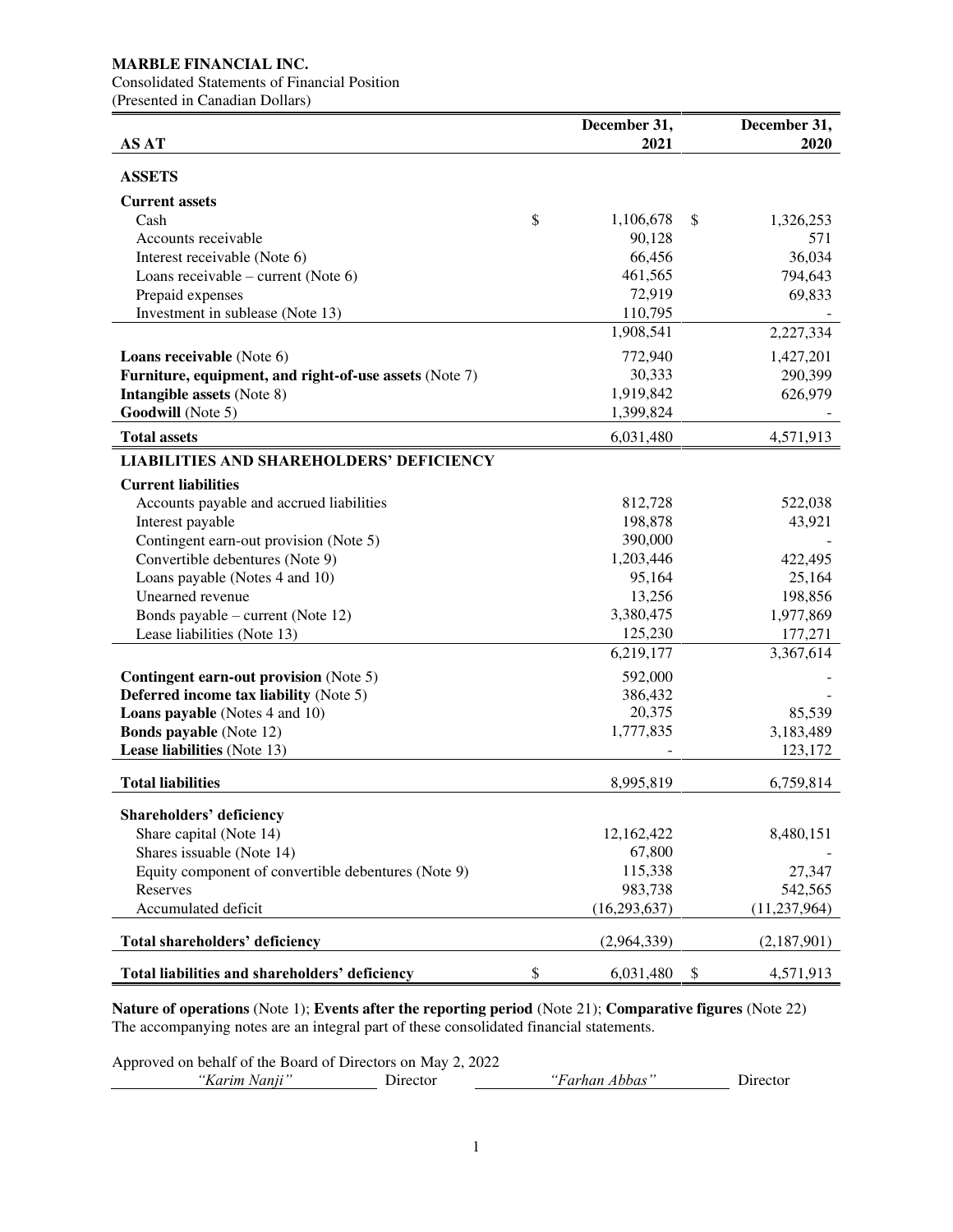**MARBLE FINANCIAL INC.**
Consolidated Statements of Financial Position
(Presented in Canadian Dollars)

| AS AT | December 31, 2021 | December 31, 2020 |
|---|---|---|
| **ASSETS** | | |
| **Current assets** | | |
| Cash | $ 1,106,678 | $ 1,326,253 |
| Accounts receivable | 90,128 | 571 |
| Interest receivable (Note 6) | 66,456 | 36,034 |
| Loans receivable – current (Note 6) | 461,565 | 794,643 |
| Prepaid expenses | 72,919 | 69,833 |
| Investment in sublease (Note 13) | 110,795 | - |
| | 1,908,541 | 2,227,334 |
| **Loans receivable** (Note 6) | 772,940 | 1,427,201 |
| **Furniture, equipment, and right-of-use assets** (Note 7) | 30,333 | 290,399 |
| **Intangible assets** (Note 8) | 1,919,842 | 626,979 |
| **Goodwill** (Note 5) | 1,399,824 | - |
| **Total assets** | 6,031,480 | 4,571,913 |
| **LIABILITIES AND SHAREHOLDERS' DEFICIENCY** | | |
| **Current liabilities** | | |
| Accounts payable and accrued liabilities | 812,728 | 522,038 |
| Interest payable | 198,878 | 43,921 |
| Contingent earn-out provision (Note 5) | 390,000 | - |
| Convertible debentures (Note 9) | 1,203,446 | 422,495 |
| Loans payable (Notes 4 and 10) | 95,164 | 25,164 |
| Unearned revenue | 13,256 | 198,856 |
| Bonds payable – current (Note 12) | 3,380,475 | 1,977,869 |
| Lease liabilities (Note 13) | 125,230 | 177,271 |
| | 6,219,177 | 3,367,614 |
| **Contingent earn-out provision** (Note 5) | 592,000 | - |
| **Deferred income tax liability** (Note 5) | 386,432 | - |
| **Loans payable** (Notes 4 and 10) | 20,375 | 85,539 |
| **Bonds payable** (Note 12) | 1,777,835 | 3,183,489 |
| **Lease liabilities** (Note 13) | - | 123,172 |
| **Total liabilities** | 8,995,819 | 6,759,814 |
| **Shareholders' deficiency** | | |
| Share capital (Note 14) | 12,162,422 | 8,480,151 |
| Shares issuable (Note 14) | 67,800 | - |
| Equity component of convertible debentures (Note 9) | 115,338 | 27,347 |
| Reserves | 983,738 | 542,565 |
| Accumulated deficit | (16,293,637) | (11,237,964) |
| **Total shareholders' deficiency** | (2,964,339) | (2,187,901) |
| **Total liabilities and shareholders' deficiency** | $ 6,031,480 | $ 4,571,913 |

**Nature of operations** (Note 1); **Events after the reporting period** (Note 21); **Comparative figures** (Note 22)
The accompanying notes are an integral part of these consolidated financial statements.

Approved on behalf of the Board of Directors on May 2, 2022

*"Karim Nanji"* Director  *"Farhan Abbas"* Director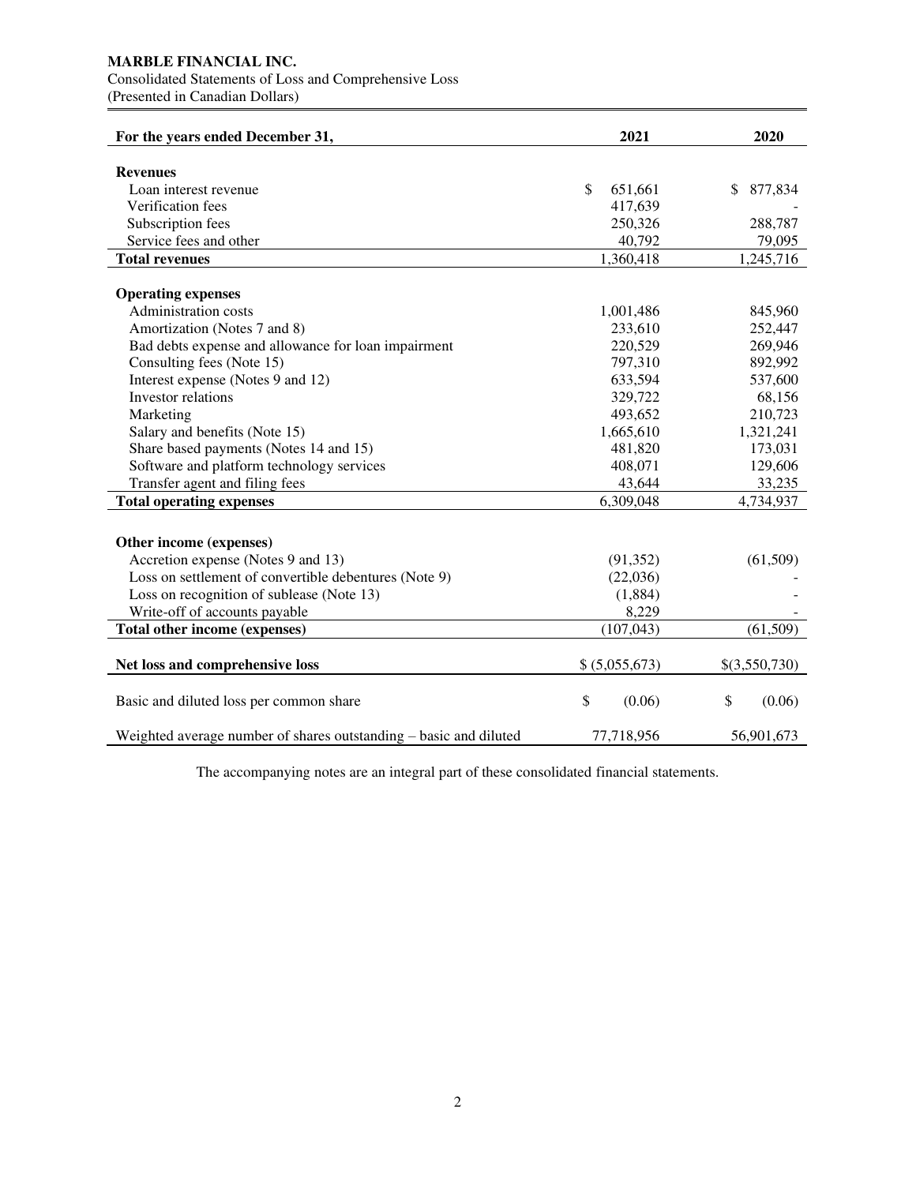**MARBLE FINANCIAL INC.**

Consolidated Statements of Loss and Comprehensive Loss

(Presented in Canadian Dollars)

| For the years ended December 31, | 2021 | 2020 |
|---|---|---|
| **Revenues** | | |
| Loan interest revenue | $ 651,661 | $ 877,834 |
| Verification fees | 417,639 | - |
| Subscription fees | 250,326 | 288,787 |
| Service fees and other | 40,792 | 79,095 |
| **Total revenues** | 1,360,418 | 1,245,716 |
| **Operating expenses** | | |
| Administration costs | 1,001,486 | 845,960 |
| Amortization (Notes 7 and 8) | 233,610 | 252,447 |
| Bad debts expense and allowance for loan impairment | 220,529 | 269,946 |
| Consulting fees (Note 15) | 797,310 | 892,992 |
| Interest expense (Notes 9 and 12) | 633,594 | 537,600 |
| Investor relations | 329,722 | 68,156 |
| Marketing | 493,652 | 210,723 |
| Salary and benefits (Note 15) | 1,665,610 | 1,321,241 |
| Share based payments (Notes 14 and 15) | 481,820 | 173,031 |
| Software and platform technology services | 408,071 | 129,606 |
| Transfer agent and filing fees | 43,644 | 33,235 |
| **Total operating expenses** | 6,309,048 | 4,734,937 |
| **Other income (expenses)** | | |
| Accretion expense (Notes 9 and 13) | (91,352) | (61,509) |
| Loss on settlement of convertible debentures (Note 9) | (22,036) | - |
| Loss on recognition of sublease (Note 13) | (1,884) | - |
| Write-off of accounts payable | 8,229 | - |
| **Total other income (expenses)** | (107,043) | (61,509) |
| **Net loss and comprehensive loss** | $ (5,055,673) | $(3,550,730) |
| Basic and diluted loss per common share | $ (0.06) | $ (0.06) |
| Weighted average number of shares outstanding – basic and diluted | 77,718,956 | 56,901,673 |

The accompanying notes are an integral part of these consolidated financial statements.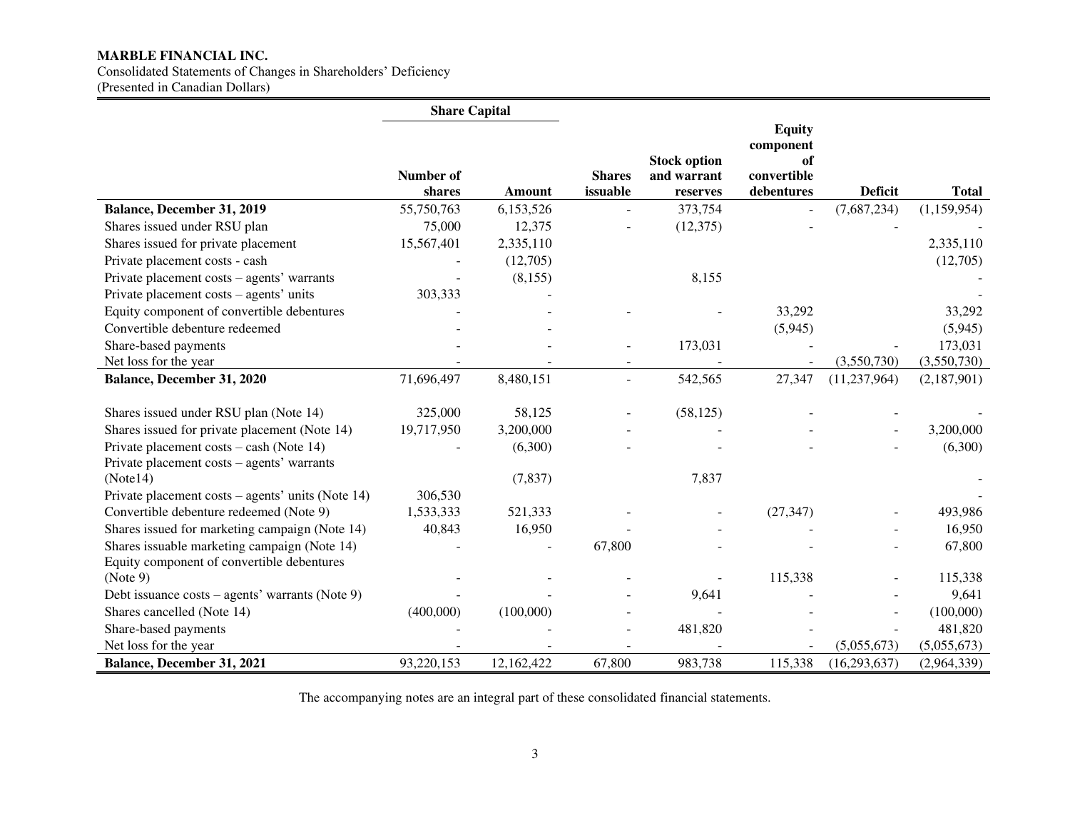**MARBLE FINANCIAL INC.**
Consolidated Statements of Changes in Shareholders' Deficiency
(Presented in Canadian Dollars)

| | Share Capital | | | | | | |
|---|---|---|---|---|---|---|---|
| | Number of shares | Amount | Shares issuable | Stock option and warrant reserves | Equity component of convertible debentures | Deficit | Total |
| **Balance, December 31, 2019** | 55,750,763 | 6,153,526 | - | 373,754 | - | (7,687,234) | (1,159,954) |
| Shares issued under RSU plan | 75,000 | 12,375 | - | (12,375) | - | - | - |
| Shares issued for private placement | 15,567,401 | 2,335,110 | | | | | 2,335,110 |
| Private placement costs - cash | - | (12,705) | | | | | (12,705) |
| Private placement costs – agents' warrants | - | (8,155) | | 8,155 | | | - |
| Private placement costs – agents' units | 303,333 | - | | | | | - |
| Equity component of convertible debentures | - | - | - | - | 33,292 | | 33,292 |
| Convertible debenture redeemed | - | - | | | (5,945) | | (5,945) |
| Share-based payments | - | - | - | 173,031 | - | - | 173,031 |
| Net loss for the year | - | - | - | - | - | (3,550,730) | (3,550,730) |
| **Balance, December 31, 2020** | 71,696,497 | 8,480,151 | - | 542,565 | 27,347 | (11,237,964) | (2,187,901) |
| Shares issued under RSU plan (Note 14) | 325,000 | 58,125 | - | (58,125) | - | - | - |
| Shares issued for private placement (Note 14) | 19,717,950 | 3,200,000 | - | - | - | - | 3,200,000 |
| Private placement costs – cash (Note 14) | - | (6,300) | - | - | - | - | (6,300) |
| Private placement costs – agents' warrants (Note14) | | (7,837) | | 7,837 | | | - |
| Private placement costs – agents' units (Note 14) | 306,530 | | | | | | - |
| Convertible debenture redeemed (Note 9) | 1,533,333 | 521,333 | - | - | (27,347) | - | 493,986 |
| Shares issued for marketing campaign (Note 14) | 40,843 | 16,950 | - | - | - | - | 16,950 |
| Shares issuable marketing campaign (Note 14) | - | - | 67,800 | - | - | - | 67,800 |
| Equity component of convertible debentures (Note 9) | - | - | - | - | 115,338 | - | 115,338 |
| Debt issuance costs – agents' warrants (Note 9) | - | - | - | 9,641 | - | - | 9,641 |
| Shares cancelled (Note 14) | (400,000) | (100,000) | - | - | - | - | (100,000) |
| Share-based payments | - | - | - | 481,820 | - | - | 481,820 |
| Net loss for the year | - | - | - | - | - | (5,055,673) | (5,055,673) |
| **Balance, December 31, 2021** | 93,220,153 | 12,162,422 | 67,800 | 983,738 | 115,338 | (16,293,637) | (2,964,339) |

The accompanying notes are an integral part of these consolidated financial statements.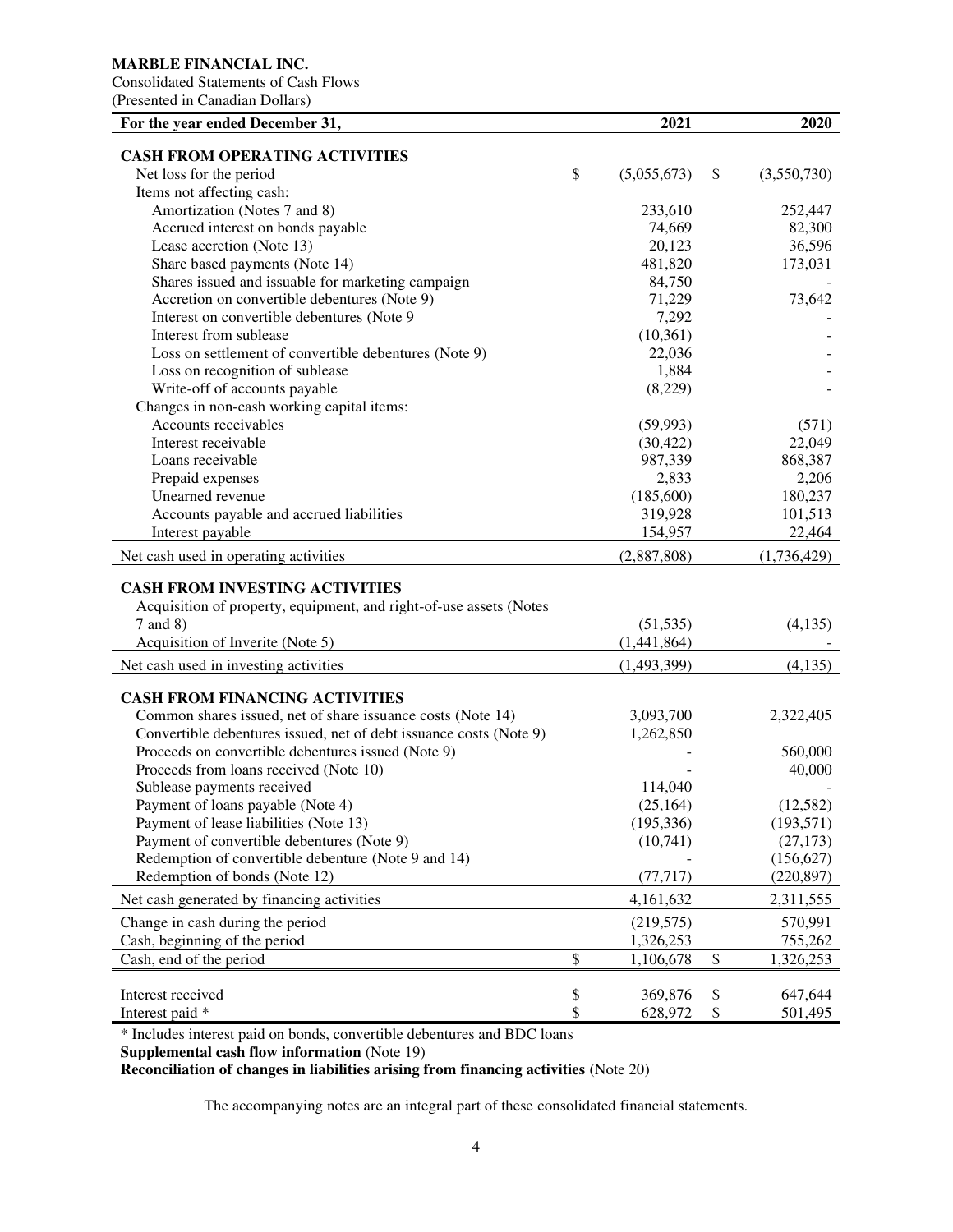**MARBLE FINANCIAL INC.**

Consolidated Statements of Cash Flows

(Presented in Canadian Dollars)

| For the year ended December 31, | 2021 | 2020 |
|---|---|---|
| **CASH FROM OPERATING ACTIVITIES** | | |
| Net loss for the period | $ (5,055,673) | $ (3,550,730) |
| Items not affecting cash: | | |
| Amortization (Notes 7 and 8) | 233,610 | 252,447 |
| Accrued interest on bonds payable | 74,669 | 82,300 |
| Lease accretion (Note 13) | 20,123 | 36,596 |
| Share based payments (Note 14) | 481,820 | 173,031 |
| Shares issued and issuable for marketing campaign | 84,750 | - |
| Accretion on convertible debentures (Note 9) | 71,229 | 73,642 |
| Interest on convertible debentures (Note 9 | 7,292 | - |
| Interest from sublease | (10,361) | - |
| Loss on settlement of convertible debentures (Note 9) | 22,036 | - |
| Loss on recognition of sublease | 1,884 | - |
| Write-off of accounts payable | (8,229) | - |
| Changes in non-cash working capital items: | | |
| Accounts receivables | (59,993) | (571) |
| Interest receivable | (30,422) | 22,049 |
| Loans receivable | 987,339 | 868,387 |
| Prepaid expenses | 2,833 | 2,206 |
| Unearned revenue | (185,600) | 180,237 |
| Accounts payable and accrued liabilities | 319,928 | 101,513 |
| Interest payable | 154,957 | 22,464 |
| Net cash used in operating activities | (2,887,808) | (1,736,429) |
| **CASH FROM INVESTING ACTIVITIES** | | |
| Acquisition of property, equipment, and right-of-use assets (Notes 7 and 8) | (51,535) | (4,135) |
| Acquisition of Inverite (Note 5) | (1,441,864) | - |
| Net cash used in investing activities | (1,493,399) | (4,135) |
| **CASH FROM FINANCING ACTIVITIES** | | |
| Common shares issued, net of share issuance costs (Note 14) | 3,093,700 | 2,322,405 |
| Convertible debentures issued, net of debt issuance costs (Note 9) | 1,262,850 | |
| Proceeds on convertible debentures issued (Note 9) | - | 560,000 |
| Proceeds from loans received (Note 10) | - | 40,000 |
| Sublease payments received | 114,040 | - |
| Payment of loans payable (Note 4) | (25,164) | (12,582) |
| Payment of lease liabilities (Note 13) | (195,336) | (193,571) |
| Payment of convertible debentures (Note 9) | (10,741) | (27,173) |
| Redemption of convertible debenture (Note 9 and 14) | - | (156,627) |
| Redemption of bonds (Note 12) | (77,717) | (220,897) |
| Net cash generated by financing activities | 4,161,632 | 2,311,555 |
| Change in cash during the period | (219,575) | 570,991 |
| Cash, beginning of the period | 1,326,253 | 755,262 |
| Cash, end of the period | $ 1,106,678 | $ 1,326,253 |
| Interest received | $ 369,876 | $ 647,644 |
| Interest paid * | $ 628,972 | $ 501,495 |

\* Includes interest paid on bonds, convertible debentures and BDC loans

**Supplemental cash flow information** (Note 19)

**Reconciliation of changes in liabilities arising from financing activities** (Note 20)

The accompanying notes are an integral part of these consolidated financial statements.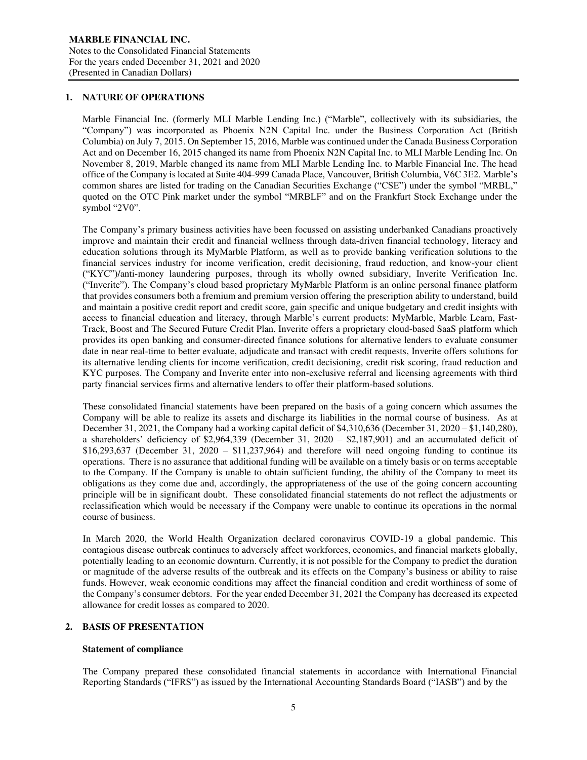## 1. NATURE OF OPERATIONS

Marble Financial Inc. (formerly MLI Marble Lending Inc.) ("Marble", collectively with its subsidiaries, the "Company") was incorporated as Phoenix N2N Capital Inc. under the Business Corporation Act (British Columbia) on July 7, 2015. On September 15, 2016, Marble was continued under the Canada Business Corporation Act and on December 16, 2015 changed its name from Phoenix N2N Capital Inc. to MLI Marble Lending Inc. On November 8, 2019, Marble changed its name from MLI Marble Lending Inc. to Marble Financial Inc. The head office of the Company is located at Suite 404-999 Canada Place, Vancouver, British Columbia, V6C 3E2. Marble's common shares are listed for trading on the Canadian Securities Exchange ("CSE") under the symbol "MRBL," quoted on the OTC Pink market under the symbol "MRBLF" and on the Frankfurt Stock Exchange under the symbol "2V0".

The Company's primary business activities have been focussed on assisting underbanked Canadians proactively improve and maintain their credit and financial wellness through data-driven financial technology, literacy and education solutions through its MyMarble Platform, as well as to provide banking verification solutions to the financial services industry for income verification, credit decisioning, fraud reduction, and know-your client ("KYC")/anti-money laundering purposes, through its wholly owned subsidiary, Inverite Verification Inc. ("Inverite"). The Company's cloud based proprietary MyMarble Platform is an online personal finance platform that provides consumers both a fremium and premium version offering the prescription ability to understand, build and maintain a positive credit report and credit score, gain specific and unique budgetary and credit insights with access to financial education and literacy, through Marble's current products: MyMarble, Marble Learn, Fast-Track, Boost and The Secured Future Credit Plan. Inverite offers a proprietary cloud-based SaaS platform which provides its open banking and consumer-directed finance solutions for alternative lenders to evaluate consumer date in near real-time to better evaluate, adjudicate and transact with credit requests, Inverite offers solutions for its alternative lending clients for income verification, credit decisioning, credit risk scoring, fraud reduction and KYC purposes. The Company and Inverite enter into non-exclusive referral and licensing agreements with third party financial services firms and alternative lenders to offer their platform-based solutions.

These consolidated financial statements have been prepared on the basis of a going concern which assumes the Company will be able to realize its assets and discharge its liabilities in the normal course of business. As at December 31, 2021, the Company had a working capital deficit of $4,310,636 (December 31, 2020 – $1,140,280), a shareholders' deficiency of $2,964,339 (December 31, 2020 – $2,187,901) and an accumulated deficit of $16,293,637 (December 31, 2020 – $11,237,964) and therefore will need ongoing funding to continue its operations. There is no assurance that additional funding will be available on a timely basis or on terms acceptable to the Company. If the Company is unable to obtain sufficient funding, the ability of the Company to meet its obligations as they come due and, accordingly, the appropriateness of the use of the going concern accounting principle will be in significant doubt. These consolidated financial statements do not reflect the adjustments or reclassification which would be necessary if the Company were unable to continue its operations in the normal course of business.

In March 2020, the World Health Organization declared coronavirus COVID-19 a global pandemic. This contagious disease outbreak continues to adversely affect workforces, economies, and financial markets globally, potentially leading to an economic downturn. Currently, it is not possible for the Company to predict the duration or magnitude of the adverse results of the outbreak and its effects on the Company's business or ability to raise funds. However, weak economic conditions may affect the financial condition and credit worthiness of some of the Company's consumer debtors. For the year ended December 31, 2021 the Company has decreased its expected allowance for credit losses as compared to 2020.

## 2. BASIS OF PRESENTATION

### Statement of compliance

The Company prepared these consolidated financial statements in accordance with International Financial Reporting Standards ("IFRS") as issued by the International Accounting Standards Board ("IASB") and by the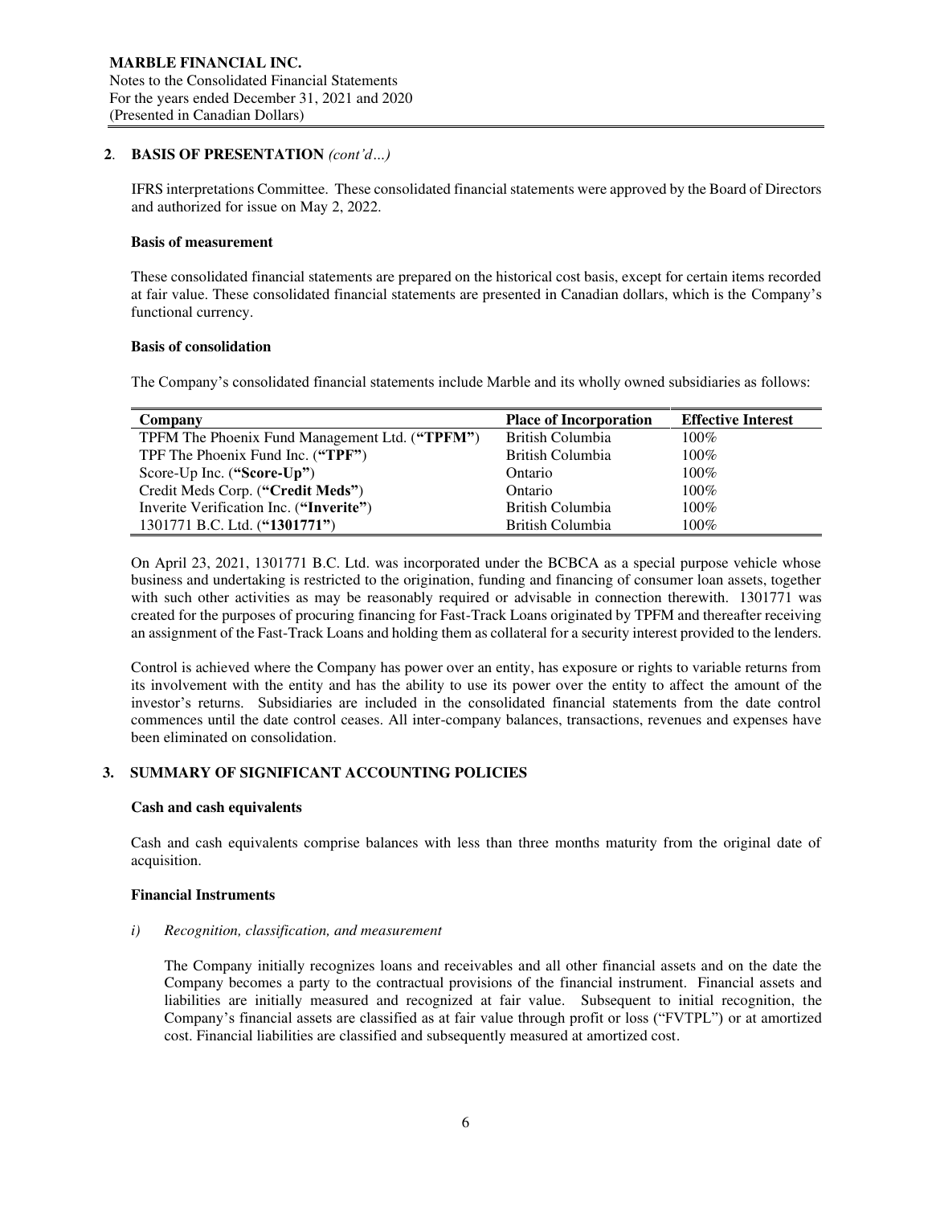## 2. BASIS OF PRESENTATION *(cont'd…)*

IFRS interpretations Committee. These consolidated financial statements were approved by the Board of Directors and authorized for issue on May 2, 2022.

### Basis of measurement

These consolidated financial statements are prepared on the historical cost basis, except for certain items recorded at fair value. These consolidated financial statements are presented in Canadian dollars, which is the Company's functional currency.

### Basis of consolidation

The Company's consolidated financial statements include Marble and its wholly owned subsidiaries as follows:

| Company | Place of Incorporation | Effective Interest |
|---|---|---|
| TPFM The Phoenix Fund Management Ltd. (**"TPFM"**) | British Columbia | 100% |
| TPF The Phoenix Fund Inc. (**"TPF"**) | British Columbia | 100% |
| Score-Up Inc. (**"Score-Up"**) | Ontario | 100% |
| Credit Meds Corp. (**"Credit Meds"**) | Ontario | 100% |
| Inverite Verification Inc. (**"Inverite"**) | British Columbia | 100% |
| 1301771 B.C. Ltd. (**"1301771"**) | British Columbia | 100% |

On April 23, 2021, 1301771 B.C. Ltd. was incorporated under the BCBCA as a special purpose vehicle whose business and undertaking is restricted to the origination, funding and financing of consumer loan assets, together with such other activities as may be reasonably required or advisable in connection therewith. 1301771 was created for the purposes of procuring financing for Fast-Track Loans originated by TPFM and thereafter receiving an assignment of the Fast-Track Loans and holding them as collateral for a security interest provided to the lenders.

Control is achieved where the Company has power over an entity, has exposure or rights to variable returns from its involvement with the entity and has the ability to use its power over the entity to affect the amount of the investor's returns. Subsidiaries are included in the consolidated financial statements from the date control commences until the date control ceases. All inter-company balances, transactions, revenues and expenses have been eliminated on consolidation.

## 3. SUMMARY OF SIGNIFICANT ACCOUNTING POLICIES

### Cash and cash equivalents

Cash and cash equivalents comprise balances with less than three months maturity from the original date of acquisition.

### Financial Instruments

*i) Recognition, classification, and measurement*

The Company initially recognizes loans and receivables and all other financial assets and on the date the Company becomes a party to the contractual provisions of the financial instrument. Financial assets and liabilities are initially measured and recognized at fair value. Subsequent to initial recognition, the Company's financial assets are classified as at fair value through profit or loss ("FVTPL") or at amortized cost. Financial liabilities are classified and subsequently measured at amortized cost.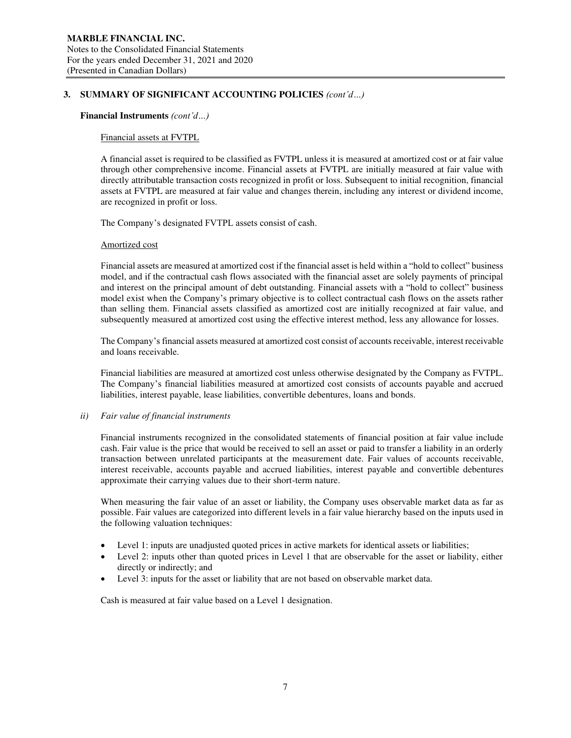## 3. SUMMARY OF SIGNIFICANT ACCOUNTING POLICIES *(cont'd…)*

**Financial Instruments** *(cont'd…)*

Financial assets at FVTPL

A financial asset is required to be classified as FVTPL unless it is measured at amortized cost or at fair value through other comprehensive income. Financial assets at FVTPL are initially measured at fair value with directly attributable transaction costs recognized in profit or loss. Subsequent to initial recognition, financial assets at FVTPL are measured at fair value and changes therein, including any interest or dividend income, are recognized in profit or loss.

The Company's designated FVTPL assets consist of cash.

Amortized cost

Financial assets are measured at amortized cost if the financial asset is held within a "hold to collect" business model, and if the contractual cash flows associated with the financial asset are solely payments of principal and interest on the principal amount of debt outstanding. Financial assets with a "hold to collect" business model exist when the Company's primary objective is to collect contractual cash flows on the assets rather than selling them. Financial assets classified as amortized cost are initially recognized at fair value, and subsequently measured at amortized cost using the effective interest method, less any allowance for losses.

The Company's financial assets measured at amortized cost consist of accounts receivable, interest receivable and loans receivable.

Financial liabilities are measured at amortized cost unless otherwise designated by the Company as FVTPL. The Company's financial liabilities measured at amortized cost consists of accounts payable and accrued liabilities, interest payable, lease liabilities, convertible debentures, loans and bonds.

*ii) Fair value of financial instruments*

Financial instruments recognized in the consolidated statements of financial position at fair value include cash. Fair value is the price that would be received to sell an asset or paid to transfer a liability in an orderly transaction between unrelated participants at the measurement date. Fair values of accounts receivable, interest receivable, accounts payable and accrued liabilities, interest payable and convertible debentures approximate their carrying values due to their short-term nature.

When measuring the fair value of an asset or liability, the Company uses observable market data as far as possible. Fair values are categorized into different levels in a fair value hierarchy based on the inputs used in the following valuation techniques:

- Level 1: inputs are unadjusted quoted prices in active markets for identical assets or liabilities;
- Level 2: inputs other than quoted prices in Level 1 that are observable for the asset or liability, either directly or indirectly; and
- Level 3: inputs for the asset or liability that are not based on observable market data.

Cash is measured at fair value based on a Level 1 designation.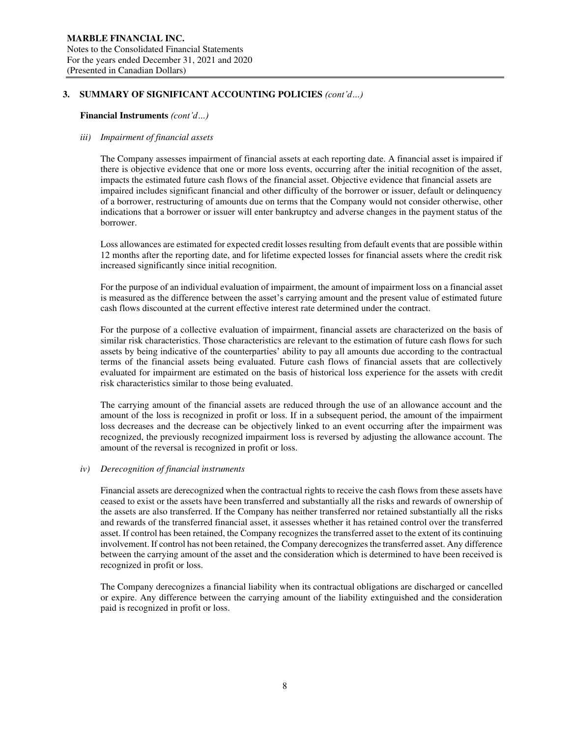## 3. SUMMARY OF SIGNIFICANT ACCOUNTING POLICIES *(cont'd…)*

**Financial Instruments** *(cont'd…)*

*iii) Impairment of financial assets*

The Company assesses impairment of financial assets at each reporting date. A financial asset is impaired if there is objective evidence that one or more loss events, occurring after the initial recognition of the asset, impacts the estimated future cash flows of the financial asset. Objective evidence that financial assets are impaired includes significant financial and other difficulty of the borrower or issuer, default or delinquency of a borrower, restructuring of amounts due on terms that the Company would not consider otherwise, other indications that a borrower or issuer will enter bankruptcy and adverse changes in the payment status of the borrower.

Loss allowances are estimated for expected credit losses resulting from default events that are possible within 12 months after the reporting date, and for lifetime expected losses for financial assets where the credit risk increased significantly since initial recognition.

For the purpose of an individual evaluation of impairment, the amount of impairment loss on a financial asset is measured as the difference between the asset's carrying amount and the present value of estimated future cash flows discounted at the current effective interest rate determined under the contract.

For the purpose of a collective evaluation of impairment, financial assets are characterized on the basis of similar risk characteristics. Those characteristics are relevant to the estimation of future cash flows for such assets by being indicative of the counterparties' ability to pay all amounts due according to the contractual terms of the financial assets being evaluated. Future cash flows of financial assets that are collectively evaluated for impairment are estimated on the basis of historical loss experience for the assets with credit risk characteristics similar to those being evaluated.

The carrying amount of the financial assets are reduced through the use of an allowance account and the amount of the loss is recognized in profit or loss. If in a subsequent period, the amount of the impairment loss decreases and the decrease can be objectively linked to an event occurring after the impairment was recognized, the previously recognized impairment loss is reversed by adjusting the allowance account. The amount of the reversal is recognized in profit or loss.

*iv) Derecognition of financial instruments*

Financial assets are derecognized when the contractual rights to receive the cash flows from these assets have ceased to exist or the assets have been transferred and substantially all the risks and rewards of ownership of the assets are also transferred. If the Company has neither transferred nor retained substantially all the risks and rewards of the transferred financial asset, it assesses whether it has retained control over the transferred asset. If control has been retained, the Company recognizes the transferred asset to the extent of its continuing involvement. If control has not been retained, the Company derecognizes the transferred asset. Any difference between the carrying amount of the asset and the consideration which is determined to have been received is recognized in profit or loss.

The Company derecognizes a financial liability when its contractual obligations are discharged or cancelled or expire. Any difference between the carrying amount of the liability extinguished and the consideration paid is recognized in profit or loss.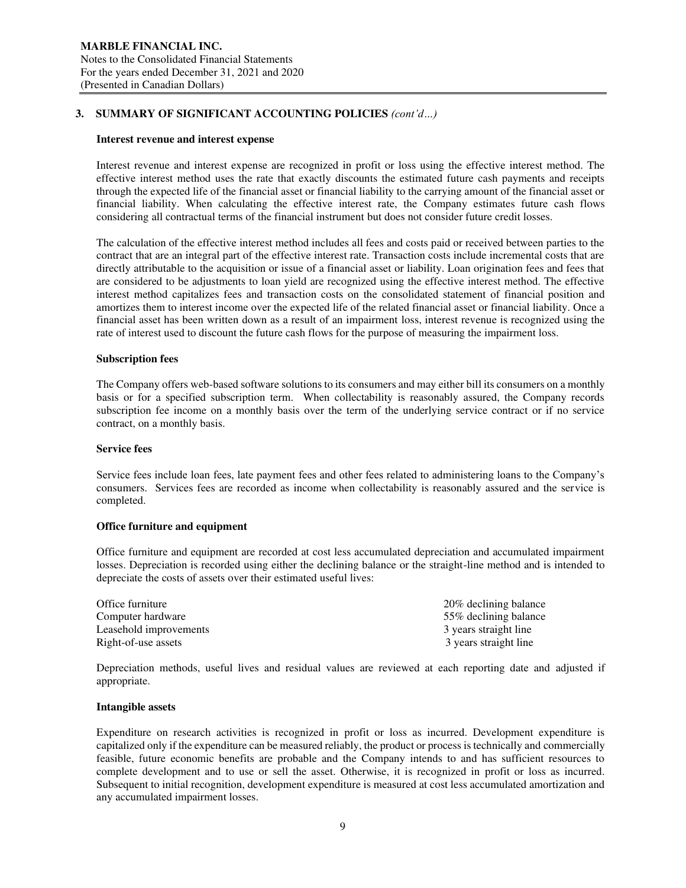## 3. SUMMARY OF SIGNIFICANT ACCOUNTING POLICIES *(cont'd…)*

**Interest revenue and interest expense**

Interest revenue and interest expense are recognized in profit or loss using the effective interest method. The effective interest method uses the rate that exactly discounts the estimated future cash payments and receipts through the expected life of the financial asset or financial liability to the carrying amount of the financial asset or financial liability. When calculating the effective interest rate, the Company estimates future cash flows considering all contractual terms of the financial instrument but does not consider future credit losses.

The calculation of the effective interest method includes all fees and costs paid or received between parties to the contract that are an integral part of the effective interest rate. Transaction costs include incremental costs that are directly attributable to the acquisition or issue of a financial asset or liability. Loan origination fees and fees that are considered to be adjustments to loan yield are recognized using the effective interest method. The effective interest method capitalizes fees and transaction costs on the consolidated statement of financial position and amortizes them to interest income over the expected life of the related financial asset or financial liability. Once a financial asset has been written down as a result of an impairment loss, interest revenue is recognized using the rate of interest used to discount the future cash flows for the purpose of measuring the impairment loss.

**Subscription fees**

The Company offers web-based software solutions to its consumers and may either bill its consumers on a monthly basis or for a specified subscription term. When collectability is reasonably assured, the Company records subscription fee income on a monthly basis over the term of the underlying service contract or if no service contract, on a monthly basis.

**Service fees**

Service fees include loan fees, late payment fees and other fees related to administering loans to the Company's consumers. Services fees are recorded as income when collectability is reasonably assured and the service is completed.

**Office furniture and equipment**

Office furniture and equipment are recorded at cost less accumulated depreciation and accumulated impairment losses. Depreciation is recorded using either the declining balance or the straight-line method and is intended to depreciate the costs of assets over their estimated useful lives:

| | |
|---|---|
| Office furniture | 20% declining balance |
| Computer hardware | 55% declining balance |
| Leasehold improvements | 3 years straight line |
| Right-of-use assets | 3 years straight line |

Depreciation methods, useful lives and residual values are reviewed at each reporting date and adjusted if appropriate.

**Intangible assets**

Expenditure on research activities is recognized in profit or loss as incurred. Development expenditure is capitalized only if the expenditure can be measured reliably, the product or process is technically and commercially feasible, future economic benefits are probable and the Company intends to and has sufficient resources to complete development and to use or sell the asset. Otherwise, it is recognized in profit or loss as incurred. Subsequent to initial recognition, development expenditure is measured at cost less accumulated amortization and any accumulated impairment losses.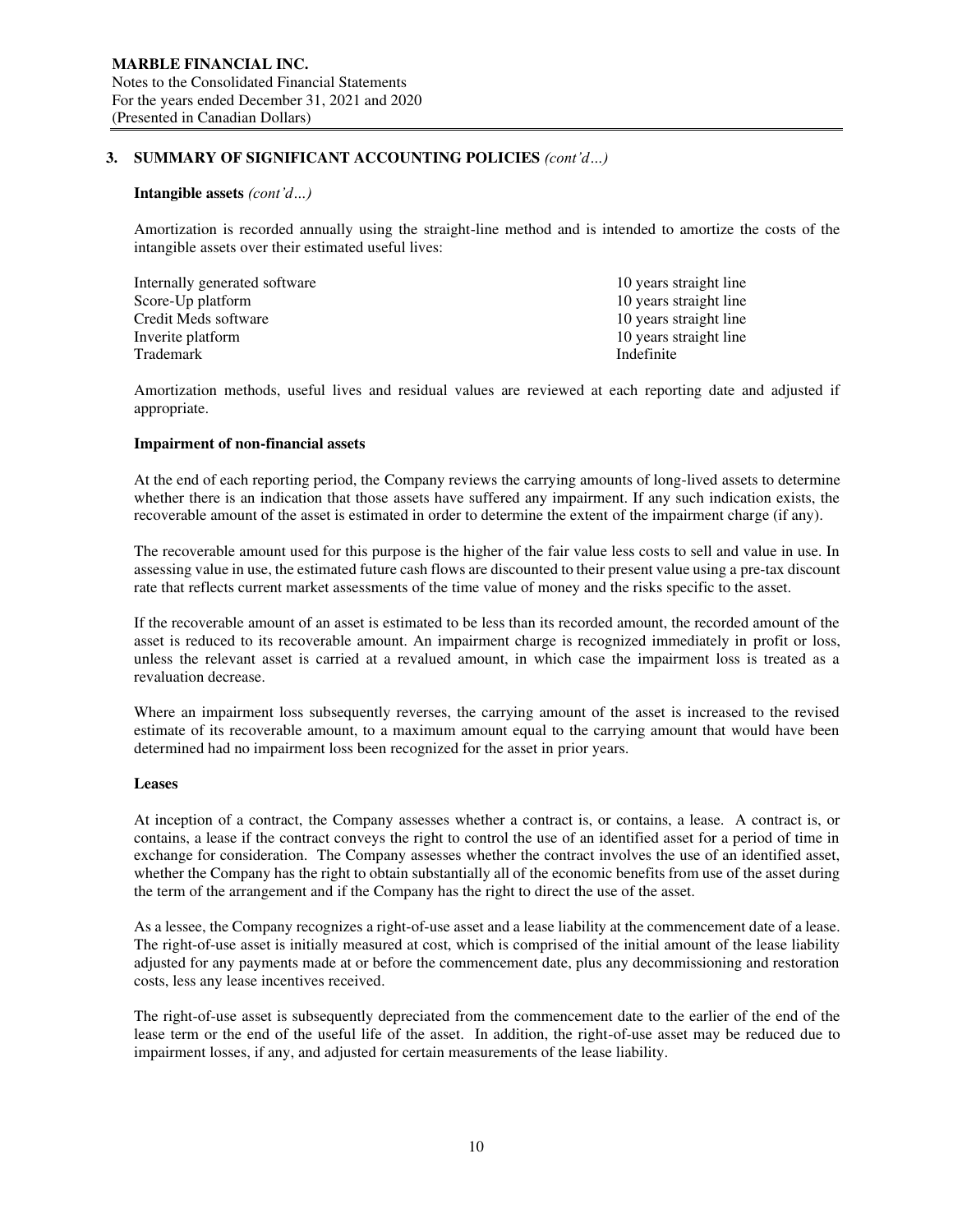## 3. SUMMARY OF SIGNIFICANT ACCOUNTING POLICIES *(cont'd…)*

**Intangible assets** *(cont'd…)*

Amortization is recorded annually using the straight-line method and is intended to amortize the costs of the intangible assets over their estimated useful lives:

| | |
|---|---|
| Internally generated software | 10 years straight line |
| Score-Up platform | 10 years straight line |
| Credit Meds software | 10 years straight line |
| Inverite platform | 10 years straight line |
| Trademark | Indefinite |

Amortization methods, useful lives and residual values are reviewed at each reporting date and adjusted if appropriate.

**Impairment of non-financial assets**

At the end of each reporting period, the Company reviews the carrying amounts of long-lived assets to determine whether there is an indication that those assets have suffered any impairment. If any such indication exists, the recoverable amount of the asset is estimated in order to determine the extent of the impairment charge (if any).

The recoverable amount used for this purpose is the higher of the fair value less costs to sell and value in use. In assessing value in use, the estimated future cash flows are discounted to their present value using a pre-tax discount rate that reflects current market assessments of the time value of money and the risks specific to the asset.

If the recoverable amount of an asset is estimated to be less than its recorded amount, the recorded amount of the asset is reduced to its recoverable amount. An impairment charge is recognized immediately in profit or loss, unless the relevant asset is carried at a revalued amount, in which case the impairment loss is treated as a revaluation decrease.

Where an impairment loss subsequently reverses, the carrying amount of the asset is increased to the revised estimate of its recoverable amount, to a maximum amount equal to the carrying amount that would have been determined had no impairment loss been recognized for the asset in prior years.

**Leases**

At inception of a contract, the Company assesses whether a contract is, or contains, a lease. A contract is, or contains, a lease if the contract conveys the right to control the use of an identified asset for a period of time in exchange for consideration. The Company assesses whether the contract involves the use of an identified asset, whether the Company has the right to obtain substantially all of the economic benefits from use of the asset during the term of the arrangement and if the Company has the right to direct the use of the asset.

As a lessee, the Company recognizes a right-of-use asset and a lease liability at the commencement date of a lease. The right-of-use asset is initially measured at cost, which is comprised of the initial amount of the lease liability adjusted for any payments made at or before the commencement date, plus any decommissioning and restoration costs, less any lease incentives received.

The right-of-use asset is subsequently depreciated from the commencement date to the earlier of the end of the lease term or the end of the useful life of the asset. In addition, the right-of-use asset may be reduced due to impairment losses, if any, and adjusted for certain measurements of the lease liability.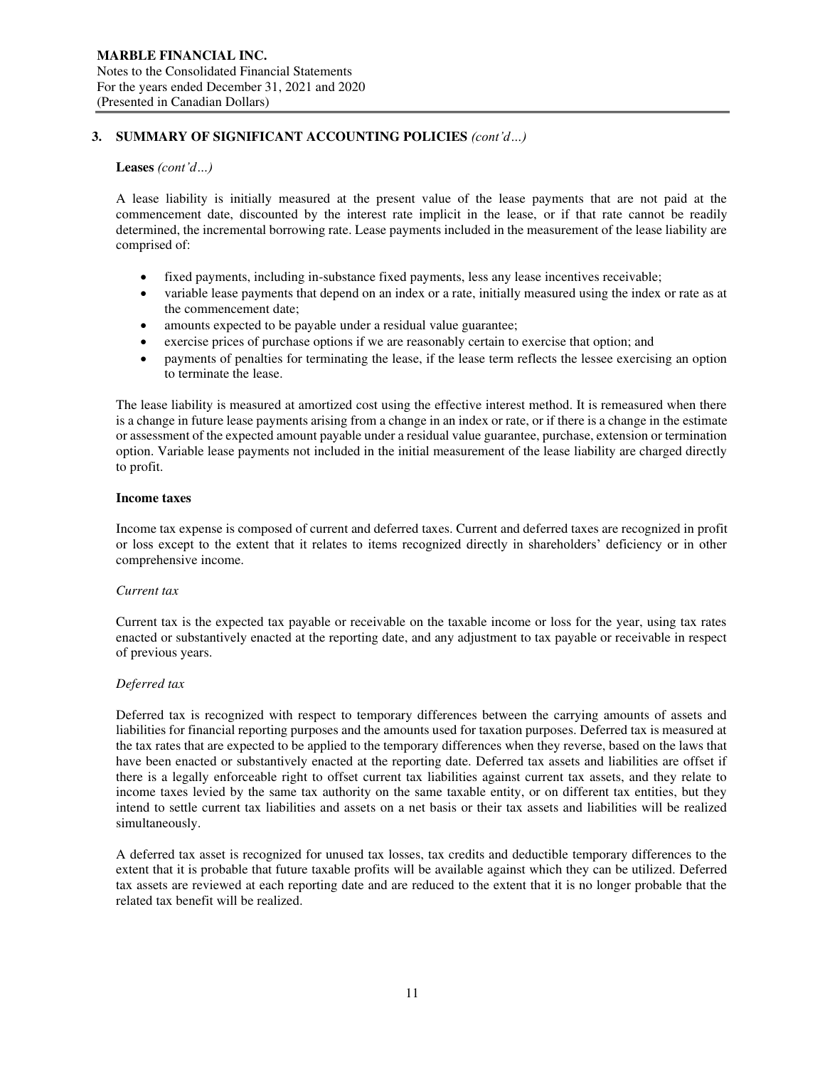## 3. SUMMARY OF SIGNIFICANT ACCOUNTING POLICIES *(cont'd…)*

**Leases** *(cont'd…)*

A lease liability is initially measured at the present value of the lease payments that are not paid at the commencement date, discounted by the interest rate implicit in the lease, or if that rate cannot be readily determined, the incremental borrowing rate. Lease payments included in the measurement of the lease liability are comprised of:

- fixed payments, including in-substance fixed payments, less any lease incentives receivable;
- variable lease payments that depend on an index or a rate, initially measured using the index or rate as at the commencement date;
- amounts expected to be payable under a residual value guarantee;
- exercise prices of purchase options if we are reasonably certain to exercise that option; and
- payments of penalties for terminating the lease, if the lease term reflects the lessee exercising an option to terminate the lease.

The lease liability is measured at amortized cost using the effective interest method. It is remeasured when there is a change in future lease payments arising from a change in an index or rate, or if there is a change in the estimate or assessment of the expected amount payable under a residual value guarantee, purchase, extension or termination option. Variable lease payments not included in the initial measurement of the lease liability are charged directly to profit.

**Income taxes**

Income tax expense is composed of current and deferred taxes. Current and deferred taxes are recognized in profit or loss except to the extent that it relates to items recognized directly in shareholders' deficiency or in other comprehensive income.

*Current tax*

Current tax is the expected tax payable or receivable on the taxable income or loss for the year, using tax rates enacted or substantively enacted at the reporting date, and any adjustment to tax payable or receivable in respect of previous years.

*Deferred tax*

Deferred tax is recognized with respect to temporary differences between the carrying amounts of assets and liabilities for financial reporting purposes and the amounts used for taxation purposes. Deferred tax is measured at the tax rates that are expected to be applied to the temporary differences when they reverse, based on the laws that have been enacted or substantively enacted at the reporting date. Deferred tax assets and liabilities are offset if there is a legally enforceable right to offset current tax liabilities against current tax assets, and they relate to income taxes levied by the same tax authority on the same taxable entity, or on different tax entities, but they intend to settle current tax liabilities and assets on a net basis or their tax assets and liabilities will be realized simultaneously.

A deferred tax asset is recognized for unused tax losses, tax credits and deductible temporary differences to the extent that it is probable that future taxable profits will be available against which they can be utilized. Deferred tax assets are reviewed at each reporting date and are reduced to the extent that it is no longer probable that the related tax benefit will be realized.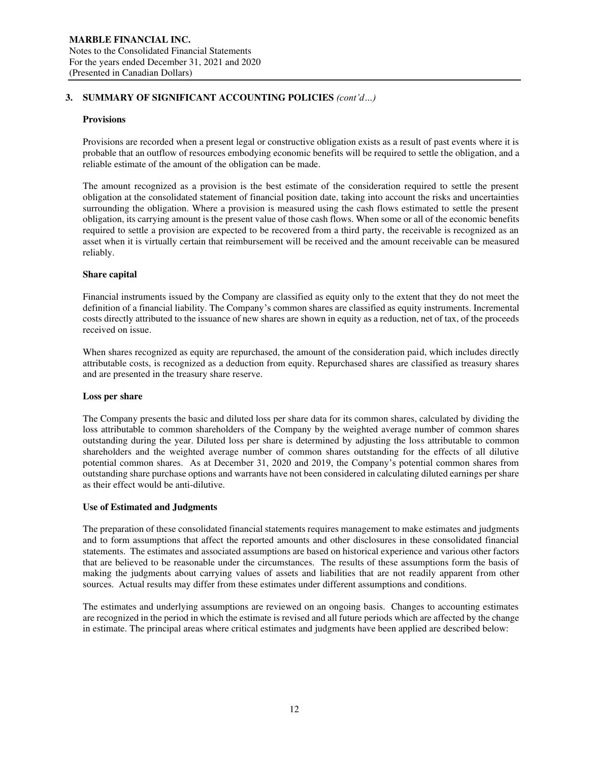## 3. SUMMARY OF SIGNIFICANT ACCOUNTING POLICIES *(cont'd…)*

### Provisions

Provisions are recorded when a present legal or constructive obligation exists as a result of past events where it is probable that an outflow of resources embodying economic benefits will be required to settle the obligation, and a reliable estimate of the amount of the obligation can be made.

The amount recognized as a provision is the best estimate of the consideration required to settle the present obligation at the consolidated statement of financial position date, taking into account the risks and uncertainties surrounding the obligation. Where a provision is measured using the cash flows estimated to settle the present obligation, its carrying amount is the present value of those cash flows. When some or all of the economic benefits required to settle a provision are expected to be recovered from a third party, the receivable is recognized as an asset when it is virtually certain that reimbursement will be received and the amount receivable can be measured reliably.

### Share capital

Financial instruments issued by the Company are classified as equity only to the extent that they do not meet the definition of a financial liability. The Company's common shares are classified as equity instruments. Incremental costs directly attributed to the issuance of new shares are shown in equity as a reduction, net of tax, of the proceeds received on issue.

When shares recognized as equity are repurchased, the amount of the consideration paid, which includes directly attributable costs, is recognized as a deduction from equity. Repurchased shares are classified as treasury shares and are presented in the treasury share reserve.

### Loss per share

The Company presents the basic and diluted loss per share data for its common shares, calculated by dividing the loss attributable to common shareholders of the Company by the weighted average number of common shares outstanding during the year. Diluted loss per share is determined by adjusting the loss attributable to common shareholders and the weighted average number of common shares outstanding for the effects of all dilutive potential common shares. As at December 31, 2020 and 2019, the Company's potential common shares from outstanding share purchase options and warrants have not been considered in calculating diluted earnings per share as their effect would be anti-dilutive.

### Use of Estimated and Judgments

The preparation of these consolidated financial statements requires management to make estimates and judgments and to form assumptions that affect the reported amounts and other disclosures in these consolidated financial statements. The estimates and associated assumptions are based on historical experience and various other factors that are believed to be reasonable under the circumstances. The results of these assumptions form the basis of making the judgments about carrying values of assets and liabilities that are not readily apparent from other sources. Actual results may differ from these estimates under different assumptions and conditions.

The estimates and underlying assumptions are reviewed on an ongoing basis. Changes to accounting estimates are recognized in the period in which the estimate is revised and all future periods which are affected by the change in estimate. The principal areas where critical estimates and judgments have been applied are described below: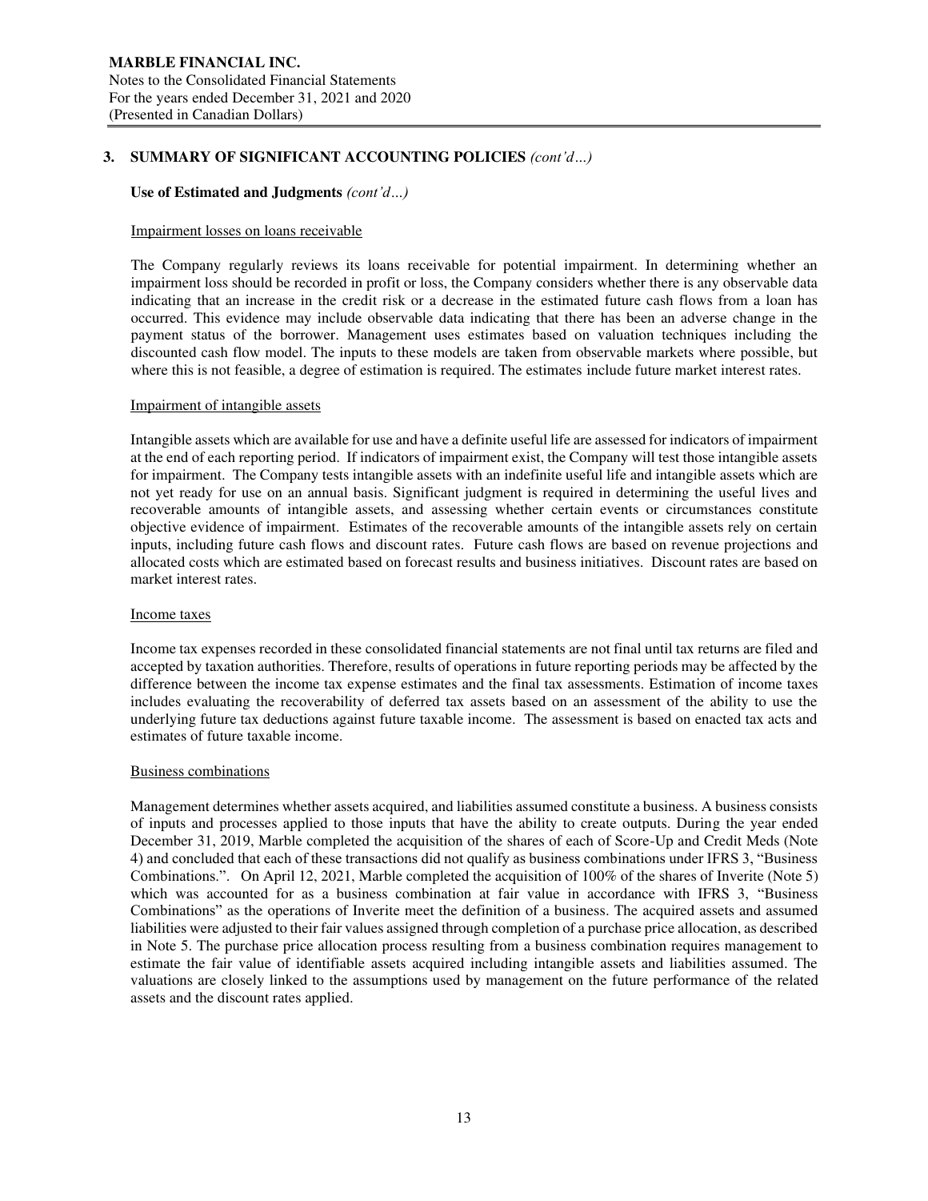## 3. SUMMARY OF SIGNIFICANT ACCOUNTING POLICIES *(cont'd…)*

### Use of Estimated and Judgments *(cont'd…)*

Impairment losses on loans receivable

The Company regularly reviews its loans receivable for potential impairment. In determining whether an impairment loss should be recorded in profit or loss, the Company considers whether there is any observable data indicating that an increase in the credit risk or a decrease in the estimated future cash flows from a loan has occurred. This evidence may include observable data indicating that there has been an adverse change in the payment status of the borrower. Management uses estimates based on valuation techniques including the discounted cash flow model. The inputs to these models are taken from observable markets where possible, but where this is not feasible, a degree of estimation is required. The estimates include future market interest rates.

Impairment of intangible assets

Intangible assets which are available for use and have a definite useful life are assessed for indicators of impairment at the end of each reporting period. If indicators of impairment exist, the Company will test those intangible assets for impairment. The Company tests intangible assets with an indefinite useful life and intangible assets which are not yet ready for use on an annual basis. Significant judgment is required in determining the useful lives and recoverable amounts of intangible assets, and assessing whether certain events or circumstances constitute objective evidence of impairment. Estimates of the recoverable amounts of the intangible assets rely on certain inputs, including future cash flows and discount rates. Future cash flows are based on revenue projections and allocated costs which are estimated based on forecast results and business initiatives. Discount rates are based on market interest rates.

Income taxes

Income tax expenses recorded in these consolidated financial statements are not final until tax returns are filed and accepted by taxation authorities. Therefore, results of operations in future reporting periods may be affected by the difference between the income tax expense estimates and the final tax assessments. Estimation of income taxes includes evaluating the recoverability of deferred tax assets based on an assessment of the ability to use the underlying future tax deductions against future taxable income. The assessment is based on enacted tax acts and estimates of future taxable income.

Business combinations

Management determines whether assets acquired, and liabilities assumed constitute a business. A business consists of inputs and processes applied to those inputs that have the ability to create outputs. During the year ended December 31, 2019, Marble completed the acquisition of the shares of each of Score-Up and Credit Meds (Note 4) and concluded that each of these transactions did not qualify as business combinations under IFRS 3, "Business Combinations.". On April 12, 2021, Marble completed the acquisition of 100% of the shares of Inverite (Note 5) which was accounted for as a business combination at fair value in accordance with IFRS 3, "Business Combinations" as the operations of Inverite meet the definition of a business. The acquired assets and assumed liabilities were adjusted to their fair values assigned through completion of a purchase price allocation, as described in Note 5. The purchase price allocation process resulting from a business combination requires management to estimate the fair value of identifiable assets acquired including intangible assets and liabilities assumed. The valuations are closely linked to the assumptions used by management on the future performance of the related assets and the discount rates applied.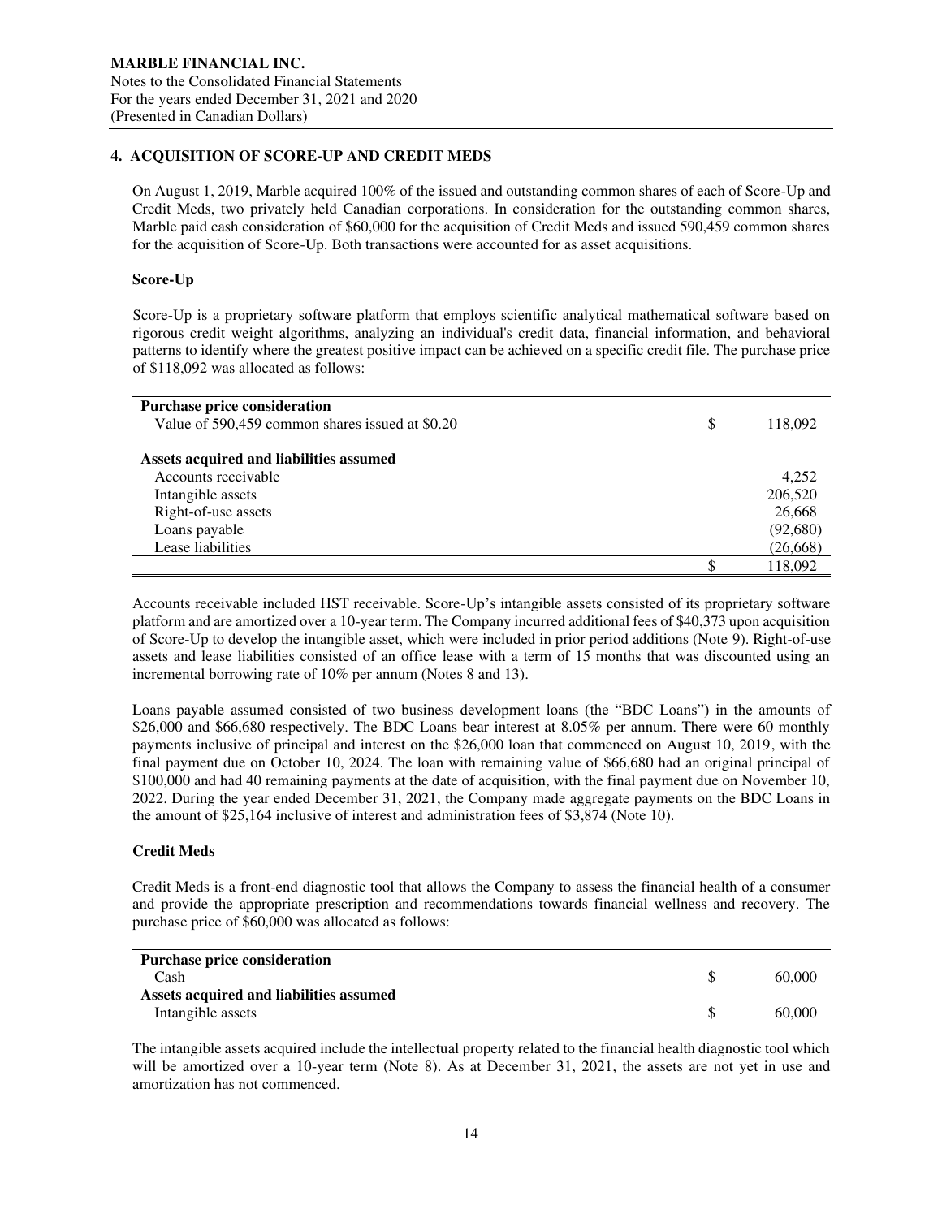## 4. ACQUISITION OF SCORE-UP AND CREDIT MEDS

On August 1, 2019, Marble acquired 100% of the issued and outstanding common shares of each of Score-Up and Credit Meds, two privately held Canadian corporations. In consideration for the outstanding common shares, Marble paid cash consideration of $60,000 for the acquisition of Credit Meds and issued 590,459 common shares for the acquisition of Score-Up. Both transactions were accounted for as asset acquisitions.

### Score-Up

Score-Up is a proprietary software platform that employs scientific analytical mathematical software based on rigorous credit weight algorithms, analyzing an individual's credit data, financial information, and behavioral patterns to identify where the greatest positive impact can be achieved on a specific credit file. The purchase price of $118,092 was allocated as follows:

| | | |
|---|---|---|
| **Purchase price consideration** | | |
| Value of 590,459 common shares issued at $0.20 | $ | 118,092 |
| | | |
| **Assets acquired and liabilities assumed** | | |
| Accounts receivable | | 4,252 |
| Intangible assets | | 206,520 |
| Right-of-use assets | | 26,668 |
| Loans payable | | (92,680) |
| Lease liabilities | | (26,668) |
| | $ | 118,092 |

Accounts receivable included HST receivable. Score-Up's intangible assets consisted of its proprietary software platform and are amortized over a 10-year term. The Company incurred additional fees of $40,373 upon acquisition of Score-Up to develop the intangible asset, which were included in prior period additions (Note 9). Right-of-use assets and lease liabilities consisted of an office lease with a term of 15 months that was discounted using an incremental borrowing rate of 10% per annum (Notes 8 and 13).

Loans payable assumed consisted of two business development loans (the "BDC Loans") in the amounts of $26,000 and $66,680 respectively. The BDC Loans bear interest at 8.05% per annum. There were 60 monthly payments inclusive of principal and interest on the $26,000 loan that commenced on August 10, 2019, with the final payment due on October 10, 2024. The loan with remaining value of $66,680 had an original principal of $100,000 and had 40 remaining payments at the date of acquisition, with the final payment due on November 10, 2022. During the year ended December 31, 2021, the Company made aggregate payments on the BDC Loans in the amount of $25,164 inclusive of interest and administration fees of $3,874 (Note 10).

### Credit Meds

Credit Meds is a front-end diagnostic tool that allows the Company to assess the financial health of a consumer and provide the appropriate prescription and recommendations towards financial wellness and recovery. The purchase price of $60,000 was allocated as follows:

| | | |
|---|---|---|
| **Purchase price consideration** | | |
| Cash | $ | 60,000 |
| **Assets acquired and liabilities assumed** | | |
| Intangible assets | $ | 60,000 |

The intangible assets acquired include the intellectual property related to the financial health diagnostic tool which will be amortized over a 10-year term (Note 8). As at December 31, 2021, the assets are not yet in use and amortization has not commenced.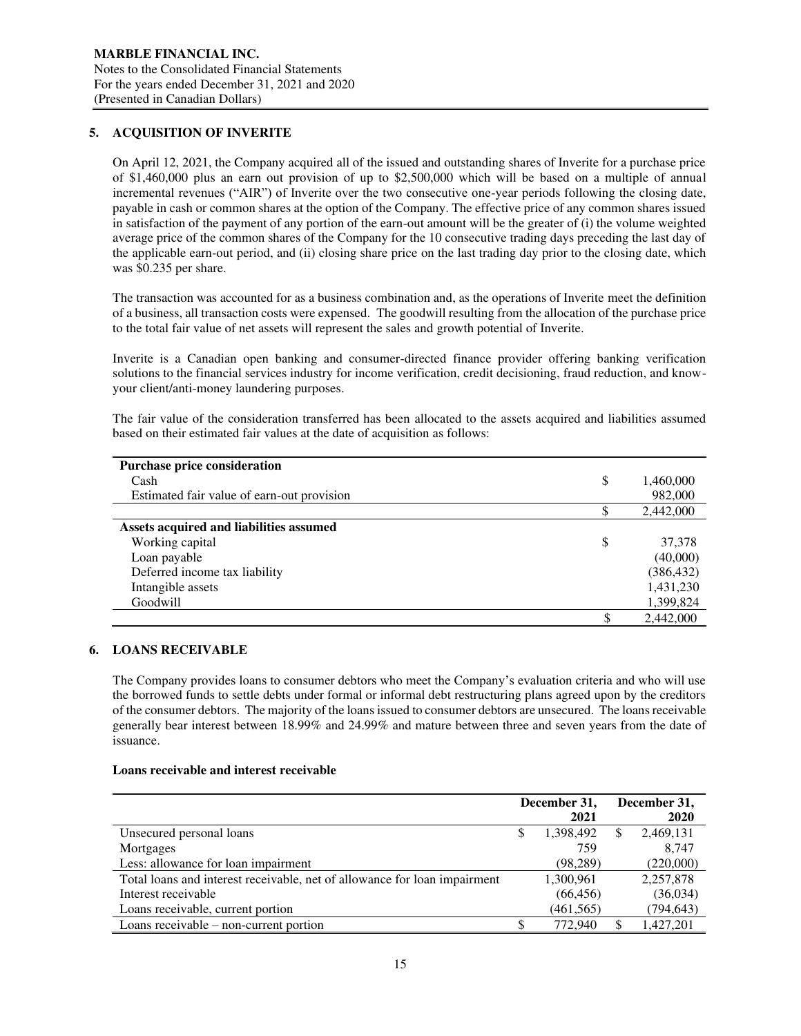## 5. ACQUISITION OF INVERITE

On April 12, 2021, the Company acquired all of the issued and outstanding shares of Inverite for a purchase price of $1,460,000 plus an earn out provision of up to $2,500,000 which will be based on a multiple of annual incremental revenues ("AIR") of Inverite over the two consecutive one-year periods following the closing date, payable in cash or common shares at the option of the Company. The effective price of any common shares issued in satisfaction of the payment of any portion of the earn-out amount will be the greater of (i) the volume weighted average price of the common shares of the Company for the 10 consecutive trading days preceding the last day of the applicable earn-out period, and (ii) closing share price on the last trading day prior to the closing date, which was $0.235 per share.

The transaction was accounted for as a business combination and, as the operations of Inverite meet the definition of a business, all transaction costs were expensed. The goodwill resulting from the allocation of the purchase price to the total fair value of net assets will represent the sales and growth potential of Inverite.

Inverite is a Canadian open banking and consumer-directed finance provider offering banking verification solutions to the financial services industry for income verification, credit decisioning, fraud reduction, and know-your client/anti-money laundering purposes.

The fair value of the consideration transferred has been allocated to the assets acquired and liabilities assumed based on their estimated fair values at the date of acquisition as follows:

| | |
|---|---|
| **Purchase price consideration** | |
| Cash | $ 1,460,000 |
| Estimated fair value of earn-out provision | 982,000 |
| | $ 2,442,000 |
| **Assets acquired and liabilities assumed** | |
| Working capital | $ 37,378 |
| Loan payable | (40,000) |
| Deferred income tax liability | (386,432) |
| Intangible assets | 1,431,230 |
| Goodwill | 1,399,824 |
| | $ 2,442,000 |

## 6. LOANS RECEIVABLE

The Company provides loans to consumer debtors who meet the Company's evaluation criteria and who will use the borrowed funds to settle debts under formal or informal debt restructuring plans agreed upon by the creditors of the consumer debtors. The majority of the loans issued to consumer debtors are unsecured. The loans receivable generally bear interest between 18.99% and 24.99% and mature between three and seven years from the date of issuance.

**Loans receivable and interest receivable**

| | December 31, 2021 | December 31, 2020 |
|---|---|---|
| Unsecured personal loans | $ 1,398,492 | $ 2,469,131 |
| Mortgages | 759 | 8,747 |
| Less: allowance for loan impairment | (98,289) | (220,000) |
| Total loans and interest receivable, net of allowance for loan impairment | 1,300,961 | 2,257,878 |
| Interest receivable | (66,456) | (36,034) |
| Loans receivable, current portion | (461,565) | (794,643) |
| Loans receivable – non-current portion | $ 772,940 | $ 1,427,201 |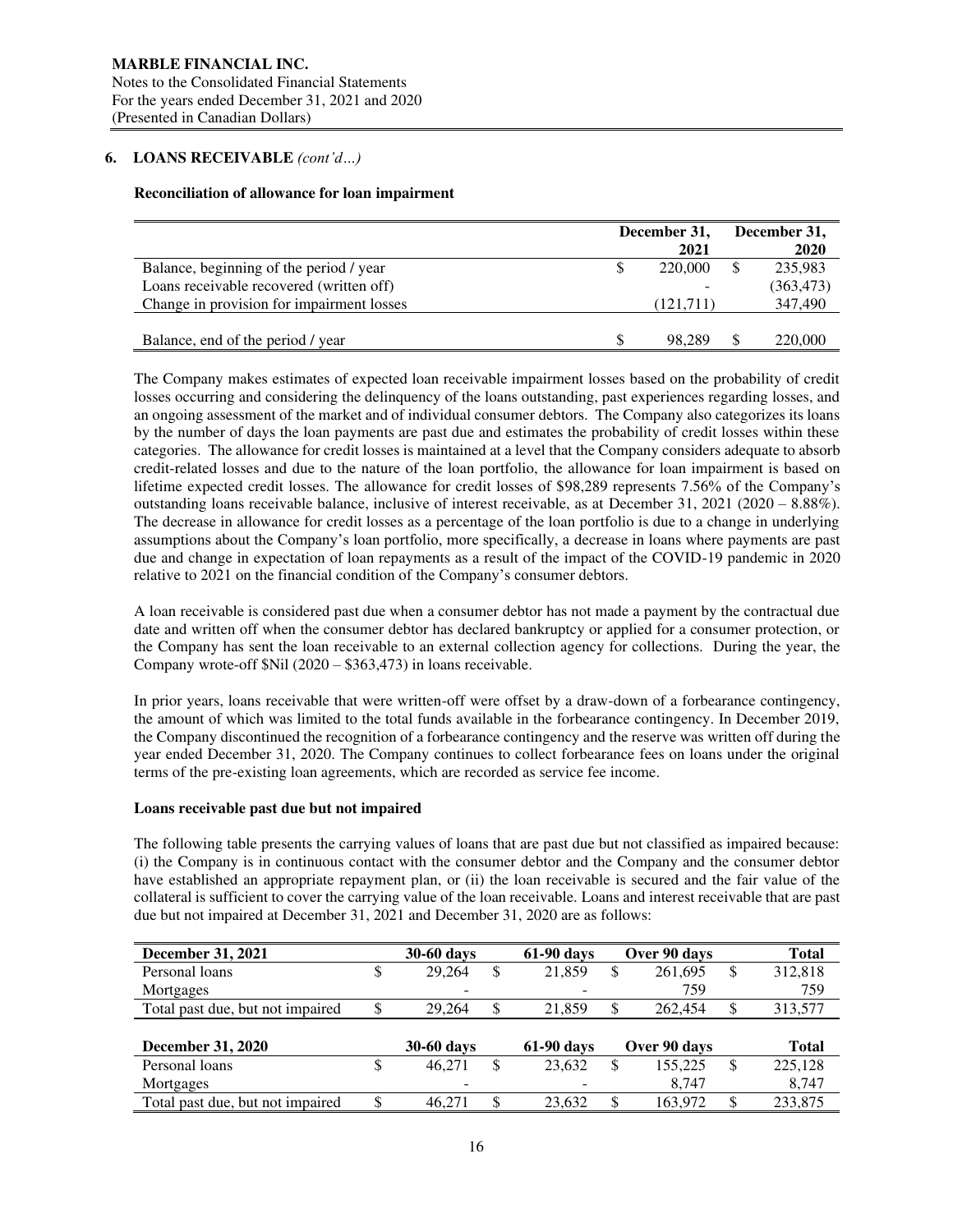**MARBLE FINANCIAL INC.**
Notes to the Consolidated Financial Statements
For the years ended December 31, 2021 and 2020
(Presented in Canadian Dollars)

## 6. LOANS RECEIVABLE *(cont'd…)*

### Reconciliation of allowance for loan impairment

| | December 31, 2021 | December 31, 2020 |
|---|---|---|
| Balance, beginning of the period / year | $ 220,000 | $ 235,983 |
| Loans receivable recovered (written off) | - | (363,473) |
| Change in provision for impairment losses | (121,711) | 347,490 |
| Balance, end of the period / year | $ 98,289 | $ 220,000 |

The Company makes estimates of expected loan receivable impairment losses based on the probability of credit losses occurring and considering the delinquency of the loans outstanding, past experiences regarding losses, and an ongoing assessment of the market and of individual consumer debtors. The Company also categorizes its loans by the number of days the loan payments are past due and estimates the probability of credit losses within these categories. The allowance for credit losses is maintained at a level that the Company considers adequate to absorb credit-related losses and due to the nature of the loan portfolio, the allowance for loan impairment is based on lifetime expected credit losses. The allowance for credit losses of $98,289 represents 7.56% of the Company's outstanding loans receivable balance, inclusive of interest receivable, as at December 31, 2021 (2020 – 8.88%). The decrease in allowance for credit losses as a percentage of the loan portfolio is due to a change in underlying assumptions about the Company's loan portfolio, more specifically, a decrease in loans where payments are past due and change in expectation of loan repayments as a result of the impact of the COVID-19 pandemic in 2020 relative to 2021 on the financial condition of the Company's consumer debtors.

A loan receivable is considered past due when a consumer debtor has not made a payment by the contractual due date and written off when the consumer debtor has declared bankruptcy or applied for a consumer protection, or the Company has sent the loan receivable to an external collection agency for collections. During the year, the Company wrote-off $Nil (2020 – $363,473) in loans receivable.

In prior years, loans receivable that were written-off were offset by a draw-down of a forbearance contingency, the amount of which was limited to the total funds available in the forbearance contingency. In December 2019, the Company discontinued the recognition of a forbearance contingency and the reserve was written off during the year ended December 31, 2020. The Company continues to collect forbearance fees on loans under the original terms of the pre-existing loan agreements, which are recorded as service fee income.

### Loans receivable past due but not impaired

The following table presents the carrying values of loans that are past due but not classified as impaired because: (i) the Company is in continuous contact with the consumer debtor and the Company and the consumer debtor have established an appropriate repayment plan, or (ii) the loan receivable is secured and the fair value of the collateral is sufficient to cover the carrying value of the loan receivable. Loans and interest receivable that are past due but not impaired at December 31, 2021 and December 31, 2020 are as follows:

| December 31, 2021 | 30-60 days | 61-90 days | Over 90 days | Total |
|---|---|---|---|---|
| Personal loans | $ 29,264 | $ 21,859 | $ 261,695 | $ 312,818 |
| Mortgages | - | - | 759 | 759 |
| Total past due, but not impaired | $ 29,264 | $ 21,859 | $ 262,454 | $ 313,577 |

| December 31, 2020 | 30-60 days | 61-90 days | Over 90 days | Total |
|---|---|---|---|---|
| Personal loans | $ 46,271 | $ 23,632 | $ 155,225 | $ 225,128 |
| Mortgages | - | - | 8,747 | 8,747 |
| Total past due, but not impaired | $ 46,271 | $ 23,632 | $ 163,972 | $ 233,875 |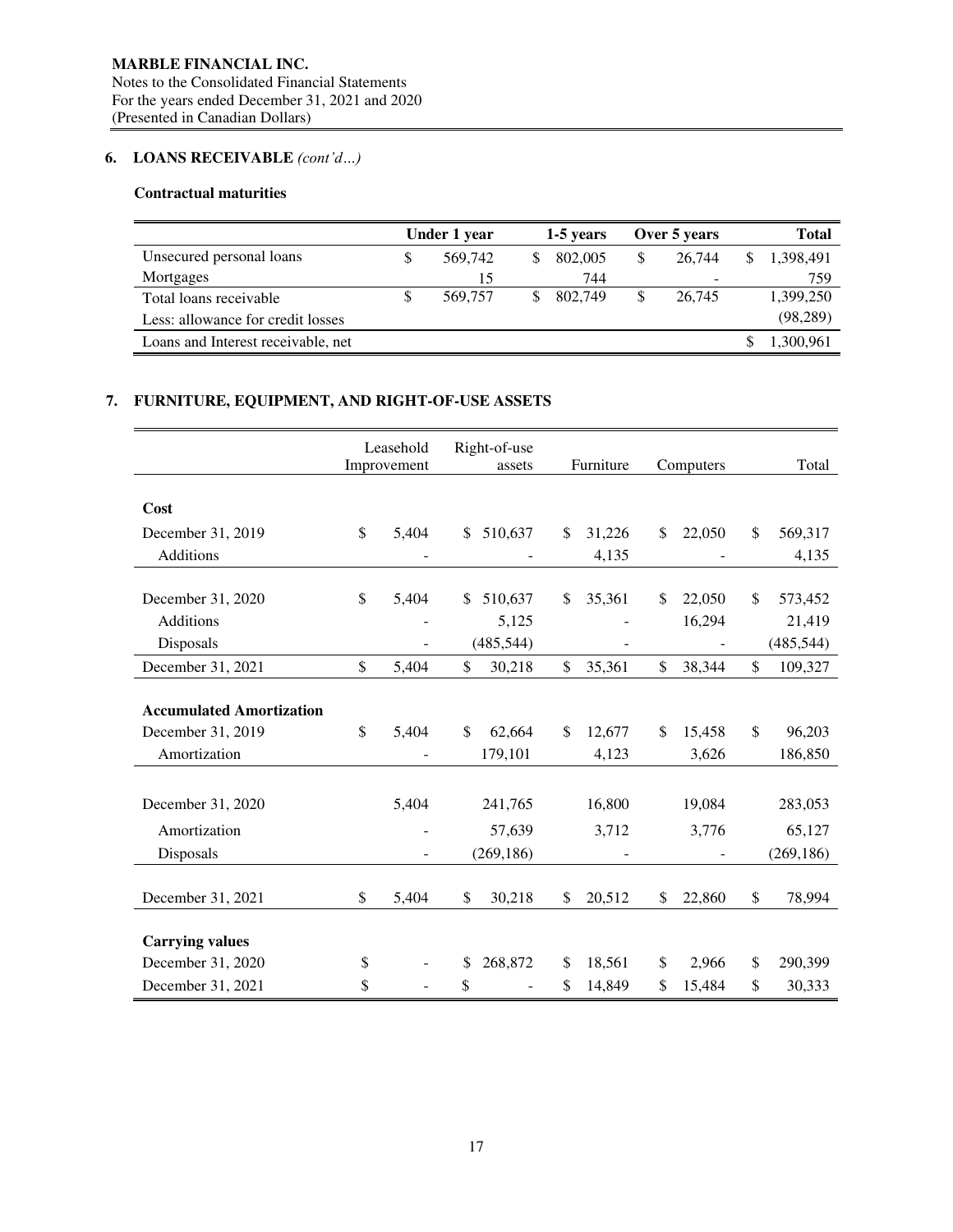**MARBLE FINANCIAL INC.**
Notes to the Consolidated Financial Statements
For the years ended December 31, 2021 and 2020
(Presented in Canadian Dollars)

## 6. LOANS RECEIVABLE *(cont'd…)*

### Contractual maturities

| | Under 1 year | 1-5 years | Over 5 years | Total |
|---|---|---|---|---|
| Unsecured personal loans | $ 569,742 | $ 802,005 | $ 26,744 | $ 1,398,491 |
| Mortgages | 15 | 744 | - | 759 |
| Total loans receivable | $ 569,757 | $ 802,749 | $ 26,745 | 1,399,250 |
| Less: allowance for credit losses | | | | (98,289) |
| Loans and Interest receivable, net | | | | $ 1,300,961 |

## 7. FURNITURE, EQUIPMENT, AND RIGHT-OF-USE ASSETS

| | Leasehold Improvement | Right-of-use assets | Furniture | Computers | Total |
|---|---|---|---|---|---|
| **Cost** | | | | | |
| December 31, 2019 | $ 5,404 | $ 510,637 | $ 31,226 | $ 22,050 | $ 569,317 |
| Additions | - | - | 4,135 | - | 4,135 |
| December 31, 2020 | $ 5,404 | $ 510,637 | $ 35,361 | $ 22,050 | $ 573,452 |
| Additions | - | 5,125 | - | 16,294 | 21,419 |
| Disposals | - | (485,544) | - | - | (485,544) |
| December 31, 2021 | $ 5,404 | $ 30,218 | $ 35,361 | $ 38,344 | $ 109,327 |
| **Accumulated Amortization** | | | | | |
| December 31, 2019 | $ 5,404 | $ 62,664 | $ 12,677 | $ 15,458 | $ 96,203 |
| Amortization | - | 179,101 | 4,123 | 3,626 | 186,850 |
| December 31, 2020 | 5,404 | 241,765 | 16,800 | 19,084 | 283,053 |
| Amortization | - | 57,639 | 3,712 | 3,776 | 65,127 |
| Disposals | - | (269,186) | - | - | (269,186) |
| December 31, 2021 | $ 5,404 | $ 30,218 | $ 20,512 | $ 22,860 | $ 78,994 |
| **Carrying values** | | | | | |
| December 31, 2020 | $ - | $ 268,872 | $ 18,561 | $ 2,966 | $ 290,399 |
| December 31, 2021 | $ - | $ - | $ 14,849 | $ 15,484 | $ 30,333 |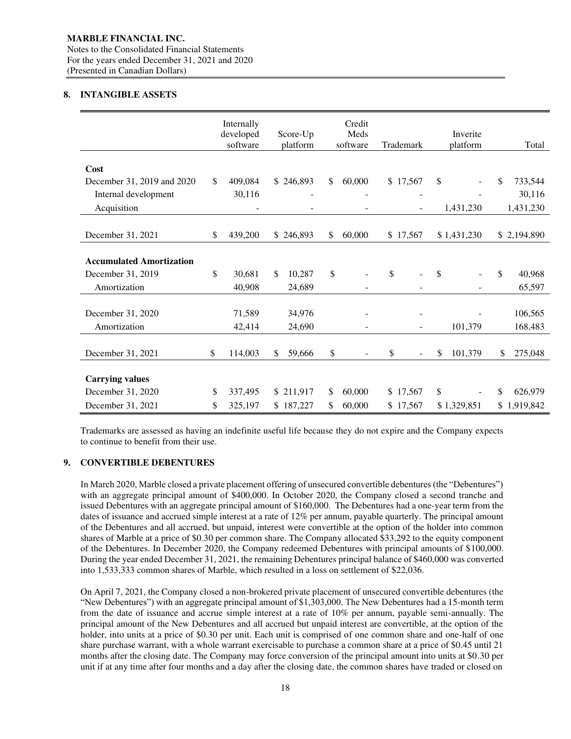## 8. INTANGIBLE ASSETS

| | Internally developed software | Score-Up platform | Credit Meds software | Trademark | Inverite platform | Total |
|---|---|---|---|---|---|---|
| **Cost** | | | | | | |
| December 31, 2019 and 2020 | $ 409,084 | $ 246,893 | $ 60,000 | $ 17,567 | $ - | $ 733,544 |
| Internal development | 30,116 | - | - | - | - | 30,116 |
| Acquisition | - | - | - | - | 1,431,230 | 1,431,230 |
| December 31, 2021 | $ 439,200 | $ 246,893 | $ 60,000 | $ 17,567 | $ 1,431,230 | $ 2,194,890 |
| **Accumulated Amortization** | | | | | | |
| December 31, 2019 | $ 30,681 | $ 10,287 | $ - | $ - | $ - | $ 40,968 |
| Amortization | 40,908 | 24,689 | - | - | - | 65,597 |
| December 31, 2020 | 71,589 | 34,976 | - | - | - | 106,565 |
| Amortization | 42,414 | 24,690 | - | - | 101,379 | 168,483 |
| December 31, 2021 | $ 114,003 | $ 59,666 | $ - | $ - | $ 101,379 | $ 275,048 |
| **Carrying values** | | | | | | |
| December 31, 2020 | $ 337,495 | $ 211,917 | $ 60,000 | $ 17,567 | $ - | $ 626,979 |
| December 31, 2021 | $ 325,197 | $ 187,227 | $ 60,000 | $ 17,567 | $ 1,329,851 | $ 1,919,842 |

Trademarks are assessed as having an indefinite useful life because they do not expire and the Company expects to continue to benefit from their use.

## 9. CONVERTIBLE DEBENTURES

In March 2020, Marble closed a private placement offering of unsecured convertible debentures (the "Debentures") with an aggregate principal amount of $400,000. In October 2020, the Company closed a second tranche and issued Debentures with an aggregate principal amount of $160,000. The Debentures had a one-year term from the dates of issuance and accrued simple interest at a rate of 12% per annum, payable quarterly. The principal amount of the Debentures and all accrued, but unpaid, interest were convertible at the option of the holder into common shares of Marble at a price of $0.30 per common share. The Company allocated $33,292 to the equity component of the Debentures. In December 2020, the Company redeemed Debentures with principal amounts of $100,000. During the year ended December 31, 2021, the remaining Debentures principal balance of $460,000 was converted into 1,533,333 common shares of Marble, which resulted in a loss on settlement of $22,036.

On April 7, 2021, the Company closed a non-brokered private placement of unsecured convertible debentures (the "New Debentures") with an aggregate principal amount of $1,303,000. The New Debentures had a 15-month term from the date of issuance and accrue simple interest at a rate of 10% per annum, payable semi-annually. The principal amount of the New Debentures and all accrued but unpaid interest are convertible, at the option of the holder, into units at a price of $0.30 per unit. Each unit is comprised of one common share and one-half of one share purchase warrant, with a whole warrant exercisable to purchase a common share at a price of $0.45 until 21 months after the closing date. The Company may force conversion of the principal amount into units at $0.30 per unit if at any time after four months and a day after the closing date, the common shares have traded or closed on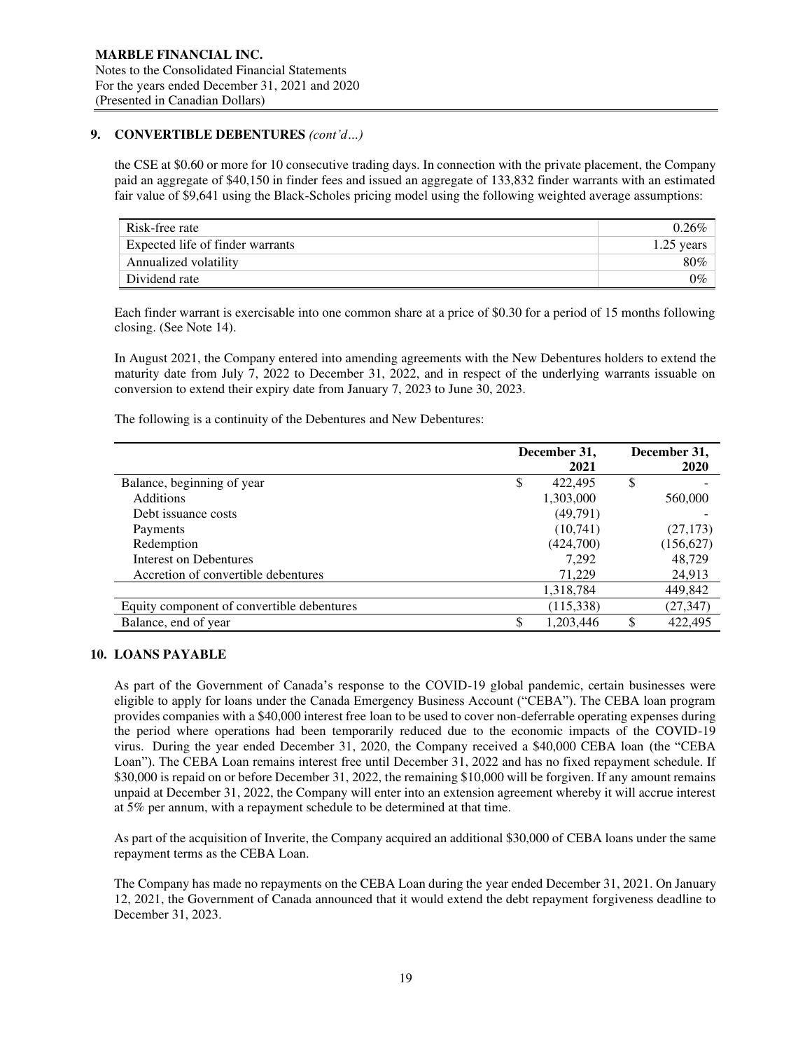## 9. CONVERTIBLE DEBENTURES *(cont'd…)*

the CSE at $0.60 or more for 10 consecutive trading days. In connection with the private placement, the Company paid an aggregate of $40,150 in finder fees and issued an aggregate of 133,832 finder warrants with an estimated fair value of $9,641 using the Black-Scholes pricing model using the following weighted average assumptions:

| | |
|---|---|
| Risk-free rate | 0.26% |
| Expected life of finder warrants | 1.25 years |
| Annualized volatility | 80% |
| Dividend rate | 0% |

Each finder warrant is exercisable into one common share at a price of $0.30 for a period of 15 months following closing. (See Note 14).

In August 2021, the Company entered into amending agreements with the New Debentures holders to extend the maturity date from July 7, 2022 to December 31, 2022, and in respect of the underlying warrants issuable on conversion to extend their expiry date from January 7, 2023 to June 30, 2023.

The following is a continuity of the Debentures and New Debentures:

| | December 31, 2021 | December 31, 2020 |
|---|---|---|
| Balance, beginning of year | $ 422,495 | $ - |
| Additions | 1,303,000 | 560,000 |
| Debt issuance costs | (49,791) | - |
| Payments | (10,741) | (27,173) |
| Redemption | (424,700) | (156,627) |
| Interest on Debentures | 7,292 | 48,729 |
| Accretion of convertible debentures | 71,229 | 24,913 |
| | 1,318,784 | 449,842 |
| Equity component of convertible debentures | (115,338) | (27,347) |
| Balance, end of year | $ 1,203,446 | $ 422,495 |

## 10. LOANS PAYABLE

As part of the Government of Canada's response to the COVID-19 global pandemic, certain businesses were eligible to apply for loans under the Canada Emergency Business Account ("CEBA"). The CEBA loan program provides companies with a $40,000 interest free loan to be used to cover non-deferrable operating expenses during the period where operations had been temporarily reduced due to the economic impacts of the COVID-19 virus. During the year ended December 31, 2020, the Company received a $40,000 CEBA loan (the "CEBA Loan"). The CEBA Loan remains interest free until December 31, 2022 and has no fixed repayment schedule. If $30,000 is repaid on or before December 31, 2022, the remaining $10,000 will be forgiven. If any amount remains unpaid at December 31, 2022, the Company will enter into an extension agreement whereby it will accrue interest at 5% per annum, with a repayment schedule to be determined at that time.

As part of the acquisition of Inverite, the Company acquired an additional $30,000 of CEBA loans under the same repayment terms as the CEBA Loan.

The Company has made no repayments on the CEBA Loan during the year ended December 31, 2021. On January 12, 2021, the Government of Canada announced that it would extend the debt repayment forgiveness deadline to December 31, 2023.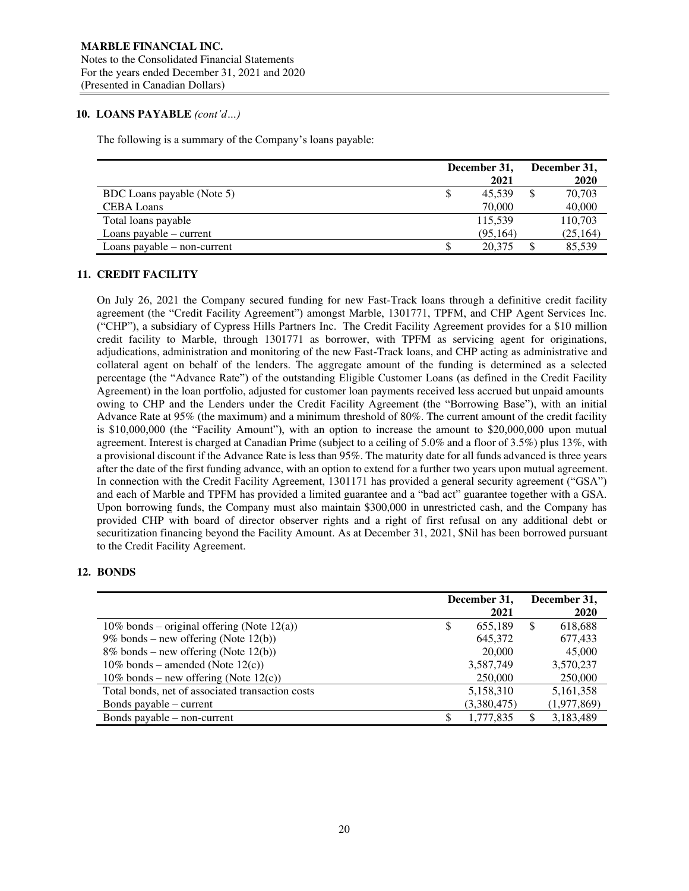## 10. LOANS PAYABLE *(cont'd…)*

The following is a summary of the Company's loans payable:

| | December 31, 2021 | December 31, 2020 |
|---|---|---|
| BDC Loans payable (Note 5) | $ 45,539 | $ 70,703 |
| CEBA Loans | 70,000 | 40,000 |
| Total loans payable | 115,539 | 110,703 |
| Loans payable – current | (95,164) | (25,164) |
| Loans payable – non-current | $ 20,375 | $ 85,539 |

## 11. CREDIT FACILITY

On July 26, 2021 the Company secured funding for new Fast-Track loans through a definitive credit facility agreement (the "Credit Facility Agreement") amongst Marble, 1301771, TPFM, and CHP Agent Services Inc. ("CHP"), a subsidiary of Cypress Hills Partners Inc. The Credit Facility Agreement provides for a $10 million credit facility to Marble, through 1301771 as borrower, with TPFM as servicing agent for originations, adjudications, administration and monitoring of the new Fast-Track loans, and CHP acting as administrative and collateral agent on behalf of the lenders. The aggregate amount of the funding is determined as a selected percentage (the "Advance Rate") of the outstanding Eligible Customer Loans (as defined in the Credit Facility Agreement) in the loan portfolio, adjusted for customer loan payments received less accrued but unpaid amounts owing to CHP and the Lenders under the Credit Facility Agreement (the "Borrowing Base"), with an initial Advance Rate at 95% (the maximum) and a minimum threshold of 80%. The current amount of the credit facility is $10,000,000 (the "Facility Amount"), with an option to increase the amount to $20,000,000 upon mutual agreement. Interest is charged at Canadian Prime (subject to a ceiling of 5.0% and a floor of 3.5%) plus 13%, with a provisional discount if the Advance Rate is less than 95%. The maturity date for all funds advanced is three years after the date of the first funding advance, with an option to extend for a further two years upon mutual agreement. In connection with the Credit Facility Agreement, 1301171 has provided a general security agreement ("GSA") and each of Marble and TPFM has provided a limited guarantee and a "bad act" guarantee together with a GSA. Upon borrowing funds, the Company must also maintain $300,000 in unrestricted cash, and the Company has provided CHP with board of director observer rights and a right of first refusal on any additional debt or securitization financing beyond the Facility Amount. As at December 31, 2021, $Nil has been borrowed pursuant to the Credit Facility Agreement.

## 12. BONDS

| | December 31, 2021 | December 31, 2020 |
|---|---|---|
| 10% bonds – original offering (Note 12(a)) | $ 655,189 | $ 618,688 |
| 9% bonds – new offering (Note 12(b)) | 645,372 | 677,433 |
| 8% bonds – new offering (Note 12(b)) | 20,000 | 45,000 |
| 10% bonds – amended (Note 12(c)) | 3,587,749 | 3,570,237 |
| 10% bonds – new offering (Note 12(c)) | 250,000 | 250,000 |
| Total bonds, net of associated transaction costs | 5,158,310 | 5,161,358 |
| Bonds payable – current | (3,380,475) | (1,977,869) |
| Bonds payable – non-current | $ 1,777,835 | $ 3,183,489 |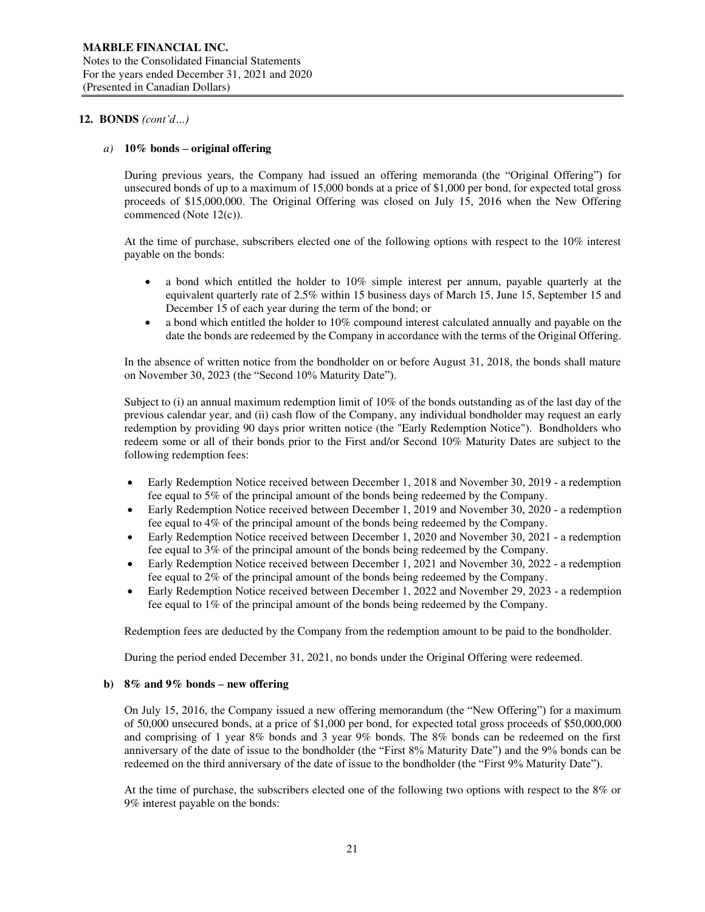## 12. BONDS *(cont'd…)*

### *a)* 10% bonds – original offering

During previous years, the Company had issued an offering memoranda (the "Original Offering") for unsecured bonds of up to a maximum of 15,000 bonds at a price of $1,000 per bond, for expected total gross proceeds of $15,000,000. The Original Offering was closed on July 15, 2016 when the New Offering commenced (Note 12(c)).

At the time of purchase, subscribers elected one of the following options with respect to the 10% interest payable on the bonds:

- a bond which entitled the holder to 10% simple interest per annum, payable quarterly at the equivalent quarterly rate of 2.5% within 15 business days of March 15, June 15, September 15 and December 15 of each year during the term of the bond; or
- a bond which entitled the holder to 10% compound interest calculated annually and payable on the date the bonds are redeemed by the Company in accordance with the terms of the Original Offering.

In the absence of written notice from the bondholder on or before August 31, 2018, the bonds shall mature on November 30, 2023 (the "Second 10% Maturity Date").

Subject to (i) an annual maximum redemption limit of 10% of the bonds outstanding as of the last day of the previous calendar year, and (ii) cash flow of the Company, any individual bondholder may request an early redemption by providing 90 days prior written notice (the "Early Redemption Notice"). Bondholders who redeem some or all of their bonds prior to the First and/or Second 10% Maturity Dates are subject to the following redemption fees:

- Early Redemption Notice received between December 1, 2018 and November 30, 2019 - a redemption fee equal to 5% of the principal amount of the bonds being redeemed by the Company.
- Early Redemption Notice received between December 1, 2019 and November 30, 2020 - a redemption fee equal to 4% of the principal amount of the bonds being redeemed by the Company.
- Early Redemption Notice received between December 1, 2020 and November 30, 2021 - a redemption fee equal to 3% of the principal amount of the bonds being redeemed by the Company.
- Early Redemption Notice received between December 1, 2021 and November 30, 2022 - a redemption fee equal to 2% of the principal amount of the bonds being redeemed by the Company.
- Early Redemption Notice received between December 1, 2022 and November 29, 2023 - a redemption fee equal to 1% of the principal amount of the bonds being redeemed by the Company.

Redemption fees are deducted by the Company from the redemption amount to be paid to the bondholder.

During the period ended December 31, 2021, no bonds under the Original Offering were redeemed.

### b) 8% and 9% bonds – new offering

On July 15, 2016, the Company issued a new offering memorandum (the "New Offering") for a maximum of 50,000 unsecured bonds, at a price of $1,000 per bond, for expected total gross proceeds of $50,000,000 and comprising of 1 year 8% bonds and 3 year 9% bonds. The 8% bonds can be redeemed on the first anniversary of the date of issue to the bondholder (the "First 8% Maturity Date") and the 9% bonds can be redeemed on the third anniversary of the date of issue to the bondholder (the "First 9% Maturity Date").

At the time of purchase, the subscribers elected one of the following two options with respect to the 8% or 9% interest payable on the bonds: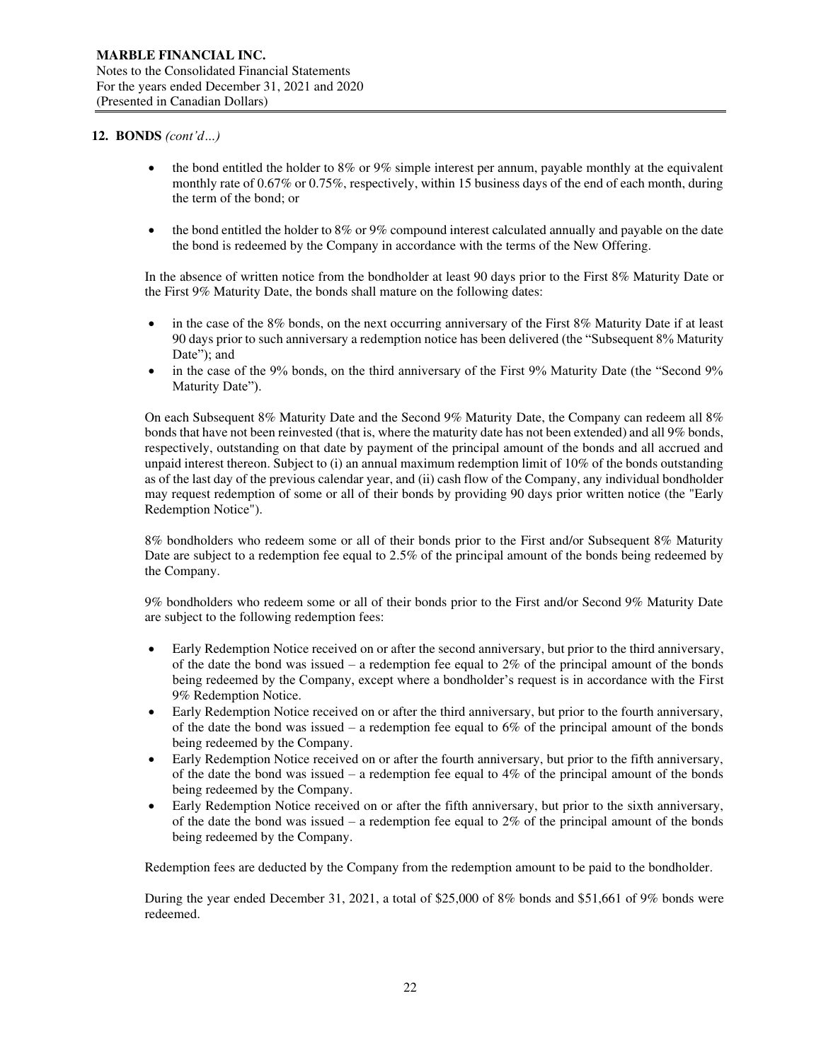## 12. BONDS *(cont'd…)*

- the bond entitled the holder to 8% or 9% simple interest per annum, payable monthly at the equivalent monthly rate of 0.67% or 0.75%, respectively, within 15 business days of the end of each month, during the term of the bond; or
- the bond entitled the holder to 8% or 9% compound interest calculated annually and payable on the date the bond is redeemed by the Company in accordance with the terms of the New Offering.

In the absence of written notice from the bondholder at least 90 days prior to the First 8% Maturity Date or the First 9% Maturity Date, the bonds shall mature on the following dates:

- in the case of the 8% bonds, on the next occurring anniversary of the First 8% Maturity Date if at least 90 days prior to such anniversary a redemption notice has been delivered (the "Subsequent 8% Maturity Date"); and
- in the case of the 9% bonds, on the third anniversary of the First 9% Maturity Date (the "Second 9% Maturity Date").

On each Subsequent 8% Maturity Date and the Second 9% Maturity Date, the Company can redeem all 8% bonds that have not been reinvested (that is, where the maturity date has not been extended) and all 9% bonds, respectively, outstanding on that date by payment of the principal amount of the bonds and all accrued and unpaid interest thereon. Subject to (i) an annual maximum redemption limit of 10% of the bonds outstanding as of the last day of the previous calendar year, and (ii) cash flow of the Company, any individual bondholder may request redemption of some or all of their bonds by providing 90 days prior written notice (the "Early Redemption Notice").

8% bondholders who redeem some or all of their bonds prior to the First and/or Subsequent 8% Maturity Date are subject to a redemption fee equal to 2.5% of the principal amount of the bonds being redeemed by the Company.

9% bondholders who redeem some or all of their bonds prior to the First and/or Second 9% Maturity Date are subject to the following redemption fees:

- Early Redemption Notice received on or after the second anniversary, but prior to the third anniversary, of the date the bond was issued – a redemption fee equal to 2% of the principal amount of the bonds being redeemed by the Company, except where a bondholder's request is in accordance with the First 9% Redemption Notice.
- Early Redemption Notice received on or after the third anniversary, but prior to the fourth anniversary, of the date the bond was issued – a redemption fee equal to 6% of the principal amount of the bonds being redeemed by the Company.
- Early Redemption Notice received on or after the fourth anniversary, but prior to the fifth anniversary, of the date the bond was issued – a redemption fee equal to 4% of the principal amount of the bonds being redeemed by the Company.
- Early Redemption Notice received on or after the fifth anniversary, but prior to the sixth anniversary, of the date the bond was issued – a redemption fee equal to 2% of the principal amount of the bonds being redeemed by the Company.

Redemption fees are deducted by the Company from the redemption amount to be paid to the bondholder.

During the year ended December 31, 2021, a total of $25,000 of 8% bonds and $51,661 of 9% bonds were redeemed.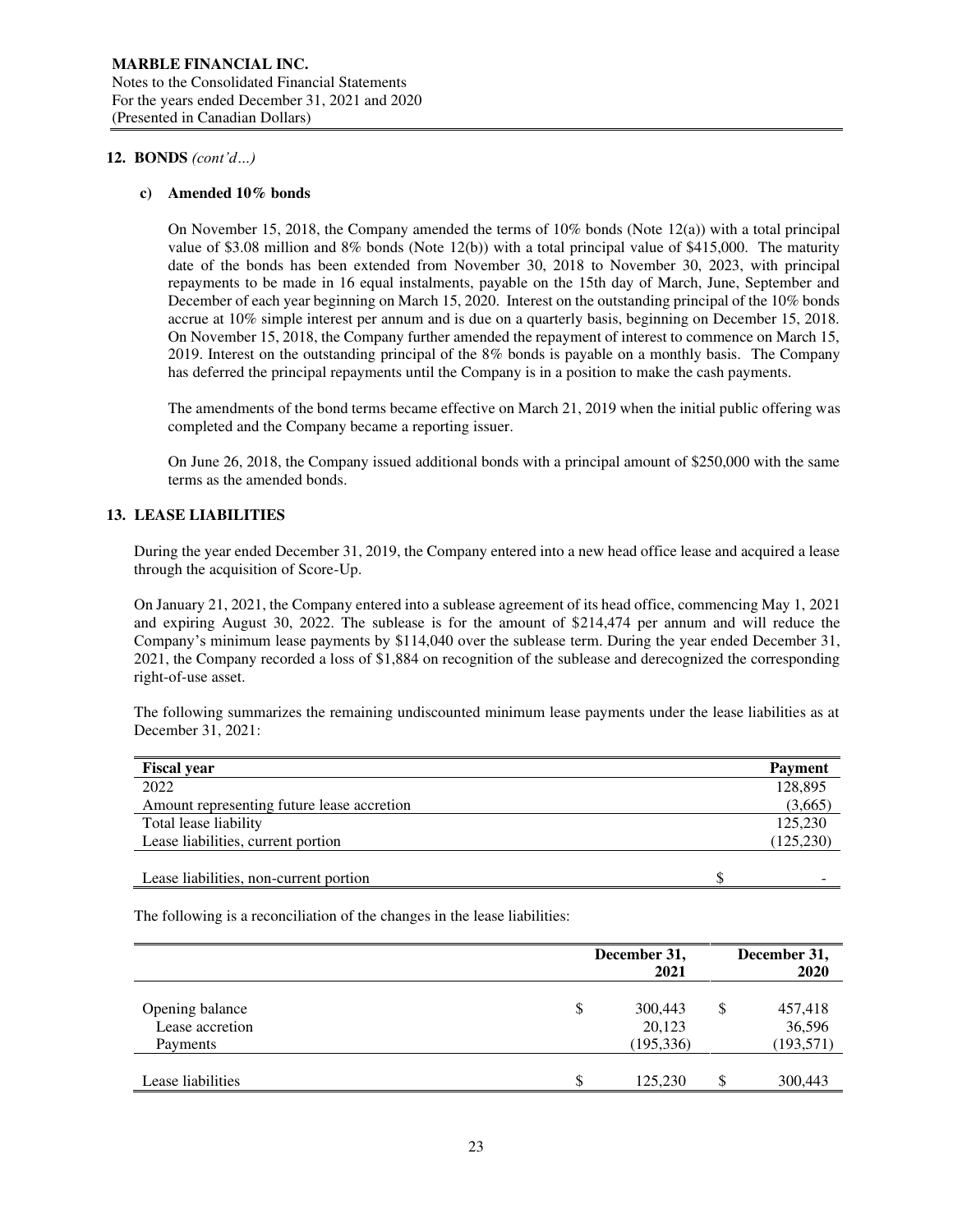## 12. BONDS *(cont'd…)*

### c) Amended 10% bonds

On November 15, 2018, the Company amended the terms of 10% bonds (Note 12(a)) with a total principal value of $3.08 million and 8% bonds (Note 12(b)) with a total principal value of $415,000. The maturity date of the bonds has been extended from November 30, 2018 to November 30, 2023, with principal repayments to be made in 16 equal instalments, payable on the 15th day of March, June, September and December of each year beginning on March 15, 2020. Interest on the outstanding principal of the 10% bonds accrue at 10% simple interest per annum and is due on a quarterly basis, beginning on December 15, 2018. On November 15, 2018, the Company further amended the repayment of interest to commence on March 15, 2019. Interest on the outstanding principal of the 8% bonds is payable on a monthly basis. The Company has deferred the principal repayments until the Company is in a position to make the cash payments.

The amendments of the bond terms became effective on March 21, 2019 when the initial public offering was completed and the Company became a reporting issuer.

On June 26, 2018, the Company issued additional bonds with a principal amount of $250,000 with the same terms as the amended bonds.

## 13. LEASE LIABILITIES

During the year ended December 31, 2019, the Company entered into a new head office lease and acquired a lease through the acquisition of Score-Up.

On January 21, 2021, the Company entered into a sublease agreement of its head office, commencing May 1, 2021 and expiring August 30, 2022. The sublease is for the amount of $214,474 per annum and will reduce the Company's minimum lease payments by $114,040 over the sublease term. During the year ended December 31, 2021, the Company recorded a loss of $1,884 on recognition of the sublease and derecognized the corresponding right-of-use asset.

The following summarizes the remaining undiscounted minimum lease payments under the lease liabilities as at December 31, 2021:

| Fiscal year | Payment |
|---|---|
| 2022 | 128,895 |
| Amount representing future lease accretion | (3,665) |
| Total lease liability | 125,230 |
| Lease liabilities, current portion | (125,230) |
| Lease liabilities, non-current portion | $ - |

The following is a reconciliation of the changes in the lease liabilities:

| | December 31, 2021 | December 31, 2020 |
|---|---|---|
| Opening balance | $ 300,443 | $ 457,418 |
| Lease accretion | 20,123 | 36,596 |
| Payments | (195,336) | (193,571) |
| Lease liabilities | $ 125,230 | $ 300,443 |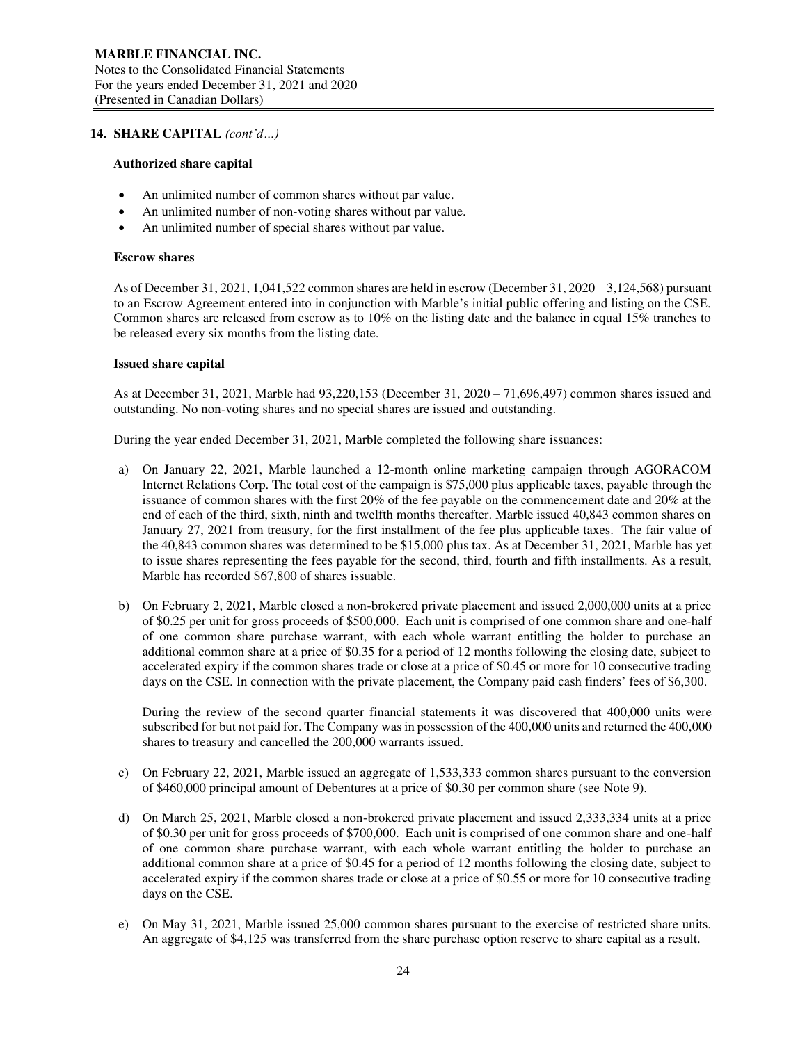## 14. SHARE CAPITAL *(cont'd…)*

### Authorized share capital

- An unlimited number of common shares without par value.
- An unlimited number of non-voting shares without par value.
- An unlimited number of special shares without par value.

### Escrow shares

As of December 31, 2021, 1,041,522 common shares are held in escrow (December 31, 2020 – 3,124,568) pursuant to an Escrow Agreement entered into in conjunction with Marble's initial public offering and listing on the CSE. Common shares are released from escrow as to 10% on the listing date and the balance in equal 15% tranches to be released every six months from the listing date.

### Issued share capital

As at December 31, 2021, Marble had 93,220,153 (December 31, 2020 – 71,696,497) common shares issued and outstanding. No non-voting shares and no special shares are issued and outstanding.

During the year ended December 31, 2021, Marble completed the following share issuances:

a) On January 22, 2021, Marble launched a 12-month online marketing campaign through AGORACOM Internet Relations Corp. The total cost of the campaign is $75,000 plus applicable taxes, payable through the issuance of common shares with the first 20% of the fee payable on the commencement date and 20% at the end of each of the third, sixth, ninth and twelfth months thereafter. Marble issued 40,843 common shares on January 27, 2021 from treasury, for the first installment of the fee plus applicable taxes. The fair value of the 40,843 common shares was determined to be $15,000 plus tax. As at December 31, 2021, Marble has yet to issue shares representing the fees payable for the second, third, fourth and fifth installments. As a result, Marble has recorded $67,800 of shares issuable.

b) On February 2, 2021, Marble closed a non-brokered private placement and issued 2,000,000 units at a price of $0.25 per unit for gross proceeds of $500,000. Each unit is comprised of one common share and one-half of one common share purchase warrant, with each whole warrant entitling the holder to purchase an additional common share at a price of $0.35 for a period of 12 months following the closing date, subject to accelerated expiry if the common shares trade or close at a price of $0.45 or more for 10 consecutive trading days on the CSE. In connection with the private placement, the Company paid cash finders' fees of $6,300.

   During the review of the second quarter financial statements it was discovered that 400,000 units were subscribed for but not paid for. The Company was in possession of the 400,000 units and returned the 400,000 shares to treasury and cancelled the 200,000 warrants issued.

c) On February 22, 2021, Marble issued an aggregate of 1,533,333 common shares pursuant to the conversion of $460,000 principal amount of Debentures at a price of $0.30 per common share (see Note 9).

d) On March 25, 2021, Marble closed a non-brokered private placement and issued 2,333,334 units at a price of $0.30 per unit for gross proceeds of $700,000. Each unit is comprised of one common share and one-half of one common share purchase warrant, with each whole warrant entitling the holder to purchase an additional common share at a price of $0.45 for a period of 12 months following the closing date, subject to accelerated expiry if the common shares trade or close at a price of $0.55 or more for 10 consecutive trading days on the CSE.

e) On May 31, 2021, Marble issued 25,000 common shares pursuant to the exercise of restricted share units. An aggregate of $4,125 was transferred from the share purchase option reserve to share capital as a result.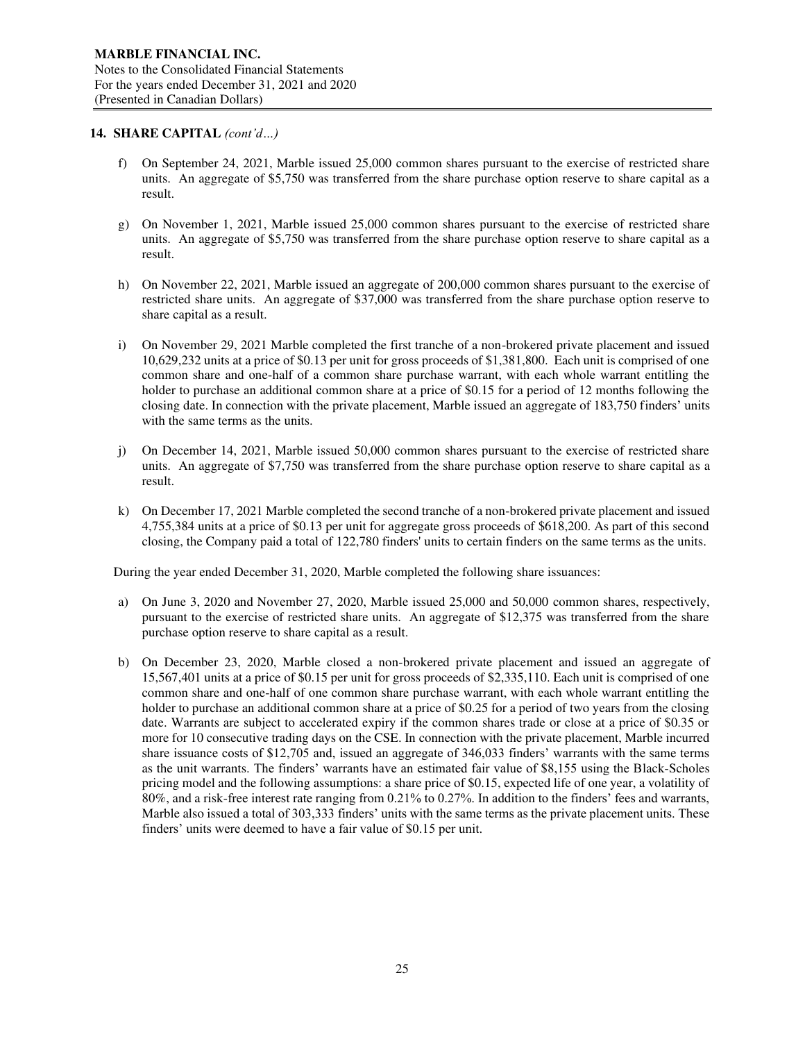## 14. SHARE CAPITAL *(cont'd…)*

f) On September 24, 2021, Marble issued 25,000 common shares pursuant to the exercise of restricted share units. An aggregate of $5,750 was transferred from the share purchase option reserve to share capital as a result.

g) On November 1, 2021, Marble issued 25,000 common shares pursuant to the exercise of restricted share units. An aggregate of $5,750 was transferred from the share purchase option reserve to share capital as a result.

h) On November 22, 2021, Marble issued an aggregate of 200,000 common shares pursuant to the exercise of restricted share units. An aggregate of $37,000 was transferred from the share purchase option reserve to share capital as a result.

i) On November 29, 2021 Marble completed the first tranche of a non-brokered private placement and issued 10,629,232 units at a price of $0.13 per unit for gross proceeds of $1,381,800. Each unit is comprised of one common share and one-half of a common share purchase warrant, with each whole warrant entitling the holder to purchase an additional common share at a price of $0.15 for a period of 12 months following the closing date. In connection with the private placement, Marble issued an aggregate of 183,750 finders' units with the same terms as the units.

j) On December 14, 2021, Marble issued 50,000 common shares pursuant to the exercise of restricted share units. An aggregate of $7,750 was transferred from the share purchase option reserve to share capital as a result.

k) On December 17, 2021 Marble completed the second tranche of a non-brokered private placement and issued 4,755,384 units at a price of $0.13 per unit for aggregate gross proceeds of $618,200. As part of this second closing, the Company paid a total of 122,780 finders' units to certain finders on the same terms as the units.

During the year ended December 31, 2020, Marble completed the following share issuances:

a) On June 3, 2020 and November 27, 2020, Marble issued 25,000 and 50,000 common shares, respectively, pursuant to the exercise of restricted share units. An aggregate of $12,375 was transferred from the share purchase option reserve to share capital as a result.

b) On December 23, 2020, Marble closed a non-brokered private placement and issued an aggregate of 15,567,401 units at a price of $0.15 per unit for gross proceeds of $2,335,110. Each unit is comprised of one common share and one-half of one common share purchase warrant, with each whole warrant entitling the holder to purchase an additional common share at a price of $0.25 for a period of two years from the closing date. Warrants are subject to accelerated expiry if the common shares trade or close at a price of $0.35 or more for 10 consecutive trading days on the CSE. In connection with the private placement, Marble incurred share issuance costs of $12,705 and, issued an aggregate of 346,033 finders' warrants with the same terms as the unit warrants. The finders' warrants have an estimated fair value of $8,155 using the Black-Scholes pricing model and the following assumptions: a share price of $0.15, expected life of one year, a volatility of 80%, and a risk-free interest rate ranging from 0.21% to 0.27%. In addition to the finders' fees and warrants, Marble also issued a total of 303,333 finders' units with the same terms as the private placement units. These finders' units were deemed to have a fair value of $0.15 per unit.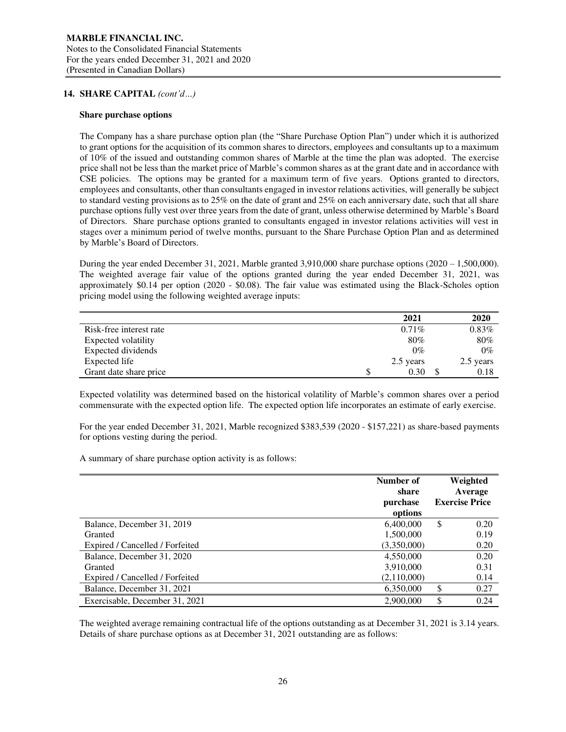## 14. SHARE CAPITAL *(cont'd…)*

**Share purchase options**

The Company has a share purchase option plan (the "Share Purchase Option Plan") under which it is authorized to grant options for the acquisition of its common shares to directors, employees and consultants up to a maximum of 10% of the issued and outstanding common shares of Marble at the time the plan was adopted. The exercise price shall not be less than the market price of Marble's common shares as at the grant date and in accordance with CSE policies. The options may be granted for a maximum term of five years. Options granted to directors, employees and consultants, other than consultants engaged in investor relations activities, will generally be subject to standard vesting provisions as to 25% on the date of grant and 25% on each anniversary date, such that all share purchase options fully vest over three years from the date of grant, unless otherwise determined by Marble's Board of Directors. Share purchase options granted to consultants engaged in investor relations activities will vest in stages over a minimum period of twelve months, pursuant to the Share Purchase Option Plan and as determined by Marble's Board of Directors.

During the year ended December 31, 2021, Marble granted 3,910,000 share purchase options (2020 – 1,500,000). The weighted average fair value of the options granted during the year ended December 31, 2021, was approximately $0.14 per option (2020 - $0.08). The fair value was estimated using the Black-Scholes option pricing model using the following weighted average inputs:

| | 2021 | 2020 |
|---|---|---|
| Risk-free interest rate | 0.71% | 0.83% |
| Expected volatility | 80% | 80% |
| Expected dividends | 0% | 0% |
| Expected life | 2.5 years | 2.5 years |
| Grant date share price | $ 0.30 | $ 0.18 |

Expected volatility was determined based on the historical volatility of Marble's common shares over a period commensurate with the expected option life. The expected option life incorporates an estimate of early exercise.

For the year ended December 31, 2021, Marble recognized $383,539 (2020 - $157,221) as share-based payments for options vesting during the period.

A summary of share purchase option activity is as follows:

| | Number of share purchase options | Weighted Average Exercise Price |
|---|---|---|
| Balance, December 31, 2019 | 6,400,000 | $ 0.20 |
| Granted | 1,500,000 | 0.19 |
| Expired / Cancelled / Forfeited | (3,350,000) | 0.20 |
| Balance, December 31, 2020 | 4,550,000 | 0.20 |
| Granted | 3,910,000 | 0.31 |
| Expired / Cancelled / Forfeited | (2,110,000) | 0.14 |
| Balance, December 31, 2021 | 6,350,000 | $ 0.27 |
| Exercisable, December 31, 2021 | 2,900,000 | $ 0.24 |

The weighted average remaining contractual life of the options outstanding as at December 31, 2021 is 3.14 years. Details of share purchase options as at December 31, 2021 outstanding are as follows: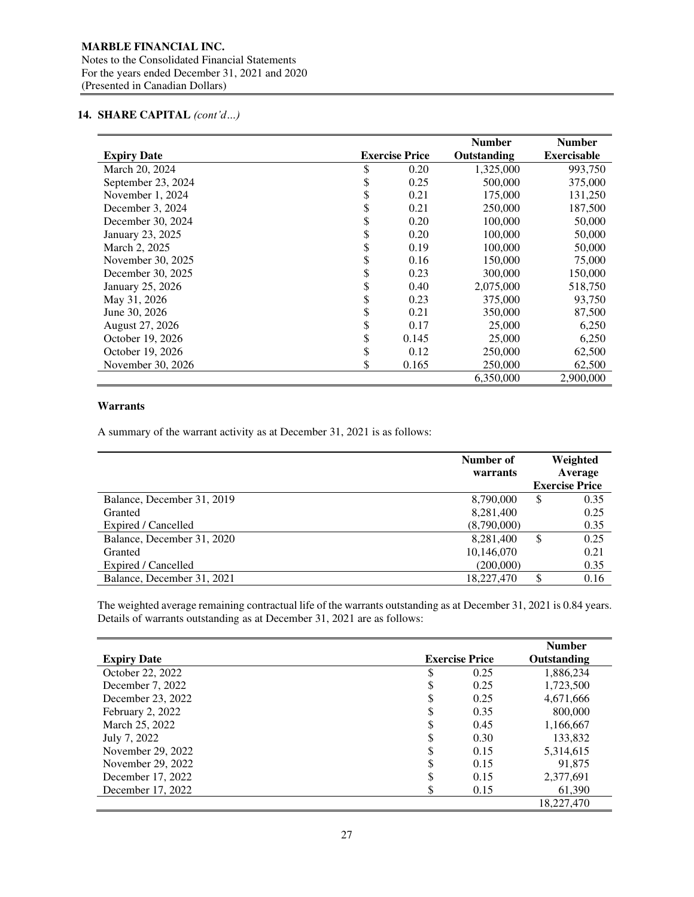**MARBLE FINANCIAL INC.**
Notes to the Consolidated Financial Statements
For the years ended December 31, 2021 and 2020
(Presented in Canadian Dollars)

## 14. SHARE CAPITAL *(cont'd…)*

| Expiry Date | Exercise Price | Number Outstanding | Number Exercisable |
|---|---|---|---|
| March 20, 2024 | $ 0.20 | 1,325,000 | 993,750 |
| September 23, 2024 | $ 0.25 | 500,000 | 375,000 |
| November 1, 2024 | $ 0.21 | 175,000 | 131,250 |
| December 3, 2024 | $ 0.21 | 250,000 | 187,500 |
| December 30, 2024 | $ 0.20 | 100,000 | 50,000 |
| January 23, 2025 | $ 0.20 | 100,000 | 50,000 |
| March 2, 2025 | $ 0.19 | 100,000 | 50,000 |
| November 30, 2025 | $ 0.16 | 150,000 | 75,000 |
| December 30, 2025 | $ 0.23 | 300,000 | 150,000 |
| January 25, 2026 | $ 0.40 | 2,075,000 | 518,750 |
| May 31, 2026 | $ 0.23 | 375,000 | 93,750 |
| June 30, 2026 | $ 0.21 | 350,000 | 87,500 |
| August 27, 2026 | $ 0.17 | 25,000 | 6,250 |
| October 19, 2026 | $ 0.145 | 25,000 | 6,250 |
| October 19, 2026 | $ 0.12 | 250,000 | 62,500 |
| November 30, 2026 | $ 0.165 | 250,000 | 62,500 |
| | | 6,350,000 | 2,900,000 |

### Warrants

A summary of the warrant activity as at December 31, 2021 is as follows:

| | Number of warrants | Weighted Average Exercise Price |
|---|---|---|
| Balance, December 31, 2019 | 8,790,000 | $ 0.35 |
| Granted | 8,281,400 | 0.25 |
| Expired / Cancelled | (8,790,000) | 0.35 |
| Balance, December 31, 2020 | 8,281,400 | $ 0.25 |
| Granted | 10,146,070 | 0.21 |
| Expired / Cancelled | (200,000) | 0.35 |
| Balance, December 31, 2021 | 18,227,470 | $ 0.16 |

The weighted average remaining contractual life of the warrants outstanding as at December 31, 2021 is 0.84 years. Details of warrants outstanding as at December 31, 2021 are as follows:

| Expiry Date | Exercise Price | Number Outstanding |
|---|---|---|
| October 22, 2022 | $ 0.25 | 1,886,234 |
| December 7, 2022 | $ 0.25 | 1,723,500 |
| December 23, 2022 | $ 0.25 | 4,671,666 |
| February 2, 2022 | $ 0.35 | 800,000 |
| March 25, 2022 | $ 0.45 | 1,166,667 |
| July 7, 2022 | $ 0.30 | 133,832 |
| November 29, 2022 | $ 0.15 | 5,314,615 |
| November 29, 2022 | $ 0.15 | 91,875 |
| December 17, 2022 | $ 0.15 | 2,377,691 |
| December 17, 2022 | $ 0.15 | 61,390 |
| | | 18,227,470 |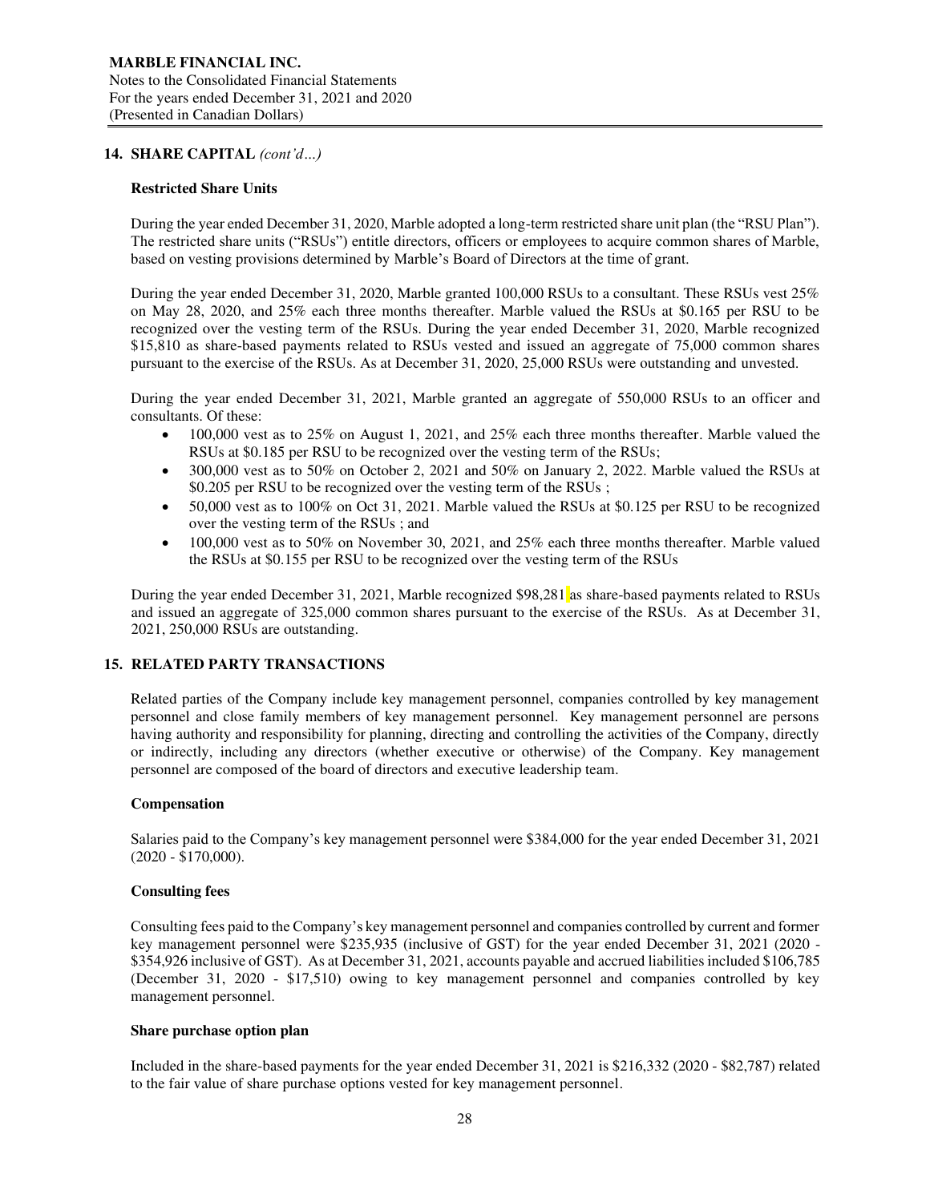**MARBLE FINANCIAL INC.**
Notes to the Consolidated Financial Statements
For the years ended December 31, 2021 and 2020
(Presented in Canadian Dollars)

## 14. SHARE CAPITAL *(cont'd…)*

### Restricted Share Units

During the year ended December 31, 2020, Marble adopted a long-term restricted share unit plan (the "RSU Plan"). The restricted share units ("RSUs") entitle directors, officers or employees to acquire common shares of Marble, based on vesting provisions determined by Marble's Board of Directors at the time of grant.

During the year ended December 31, 2020, Marble granted 100,000 RSUs to a consultant. These RSUs vest 25% on May 28, 2020, and 25% each three months thereafter. Marble valued the RSUs at $0.165 per RSU to be recognized over the vesting term of the RSUs. During the year ended December 31, 2020, Marble recognized $15,810 as share-based payments related to RSUs vested and issued an aggregate of 75,000 common shares pursuant to the exercise of the RSUs. As at December 31, 2020, 25,000 RSUs were outstanding and unvested.

During the year ended December 31, 2021, Marble granted an aggregate of 550,000 RSUs to an officer and consultants. Of these:

- 100,000 vest as to 25% on August 1, 2021, and 25% each three months thereafter. Marble valued the RSUs at $0.185 per RSU to be recognized over the vesting term of the RSUs;
- 300,000 vest as to 50% on October 2, 2021 and 50% on January 2, 2022. Marble valued the RSUs at $0.205 per RSU to be recognized over the vesting term of the RSUs ;
- 50,000 vest as to 100% on Oct 31, 2021. Marble valued the RSUs at $0.125 per RSU to be recognized over the vesting term of the RSUs ; and
- 100,000 vest as to 50% on November 30, 2021, and 25% each three months thereafter. Marble valued the RSUs at $0.155 per RSU to be recognized over the vesting term of the RSUs

During the year ended December 31, 2021, Marble recognized $98,281 as share-based payments related to RSUs and issued an aggregate of 325,000 common shares pursuant to the exercise of the RSUs. As at December 31, 2021, 250,000 RSUs are outstanding.

## 15. RELATED PARTY TRANSACTIONS

Related parties of the Company include key management personnel, companies controlled by key management personnel and close family members of key management personnel. Key management personnel are persons having authority and responsibility for planning, directing and controlling the activities of the Company, directly or indirectly, including any directors (whether executive or otherwise) of the Company. Key management personnel are composed of the board of directors and executive leadership team.

### Compensation

Salaries paid to the Company's key management personnel were $384,000 for the year ended December 31, 2021 (2020 - $170,000).

### Consulting fees

Consulting fees paid to the Company's key management personnel and companies controlled by current and former key management personnel were $235,935 (inclusive of GST) for the year ended December 31, 2021 (2020 - $354,926 inclusive of GST). As at December 31, 2021, accounts payable and accrued liabilities included $106,785 (December 31, 2020 - $17,510) owing to key management personnel and companies controlled by key management personnel.

### Share purchase option plan

Included in the share-based payments for the year ended December 31, 2021 is $216,332 (2020 - $82,787) related to the fair value of share purchase options vested for key management personnel.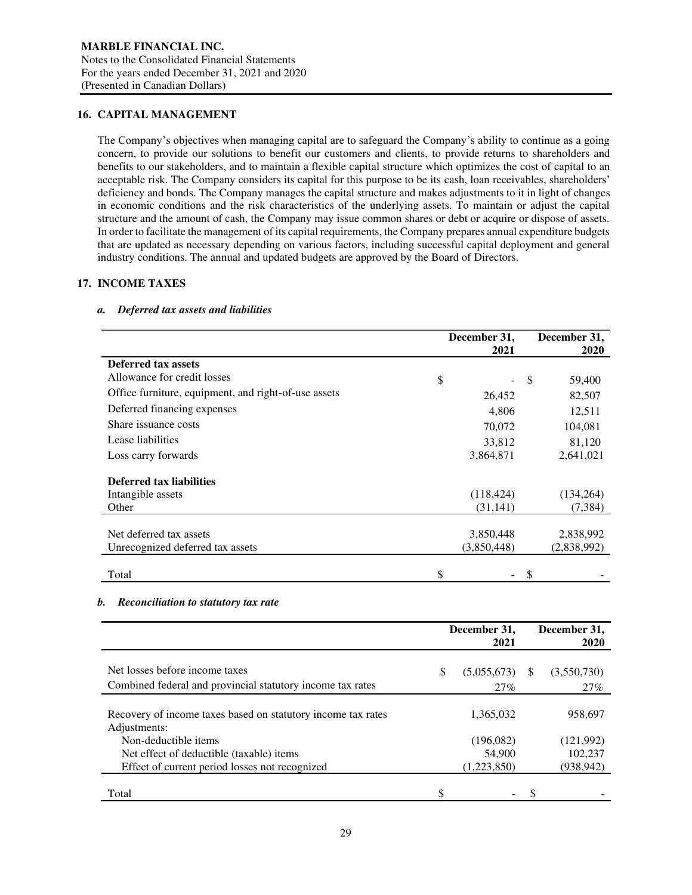## 16. CAPITAL MANAGEMENT

The Company's objectives when managing capital are to safeguard the Company's ability to continue as a going concern, to provide our solutions to benefit our customers and clients, to provide returns to shareholders and benefits to our stakeholders, and to maintain a flexible capital structure which optimizes the cost of capital to an acceptable risk. The Company considers its capital for this purpose to be its cash, loan receivables, shareholders' deficiency and bonds. The Company manages the capital structure and makes adjustments to it in light of changes in economic conditions and the risk characteristics of the underlying assets. To maintain or adjust the capital structure and the amount of cash, the Company may issue common shares or debt or acquire or dispose of assets. In order to facilitate the management of its capital requirements, the Company prepares annual expenditure budgets that are updated as necessary depending on various factors, including successful capital deployment and general industry conditions. The annual and updated budgets are approved by the Board of Directors.

## 17. INCOME TAXES

### *a. Deferred tax assets and liabilities*

| | December 31, 2021 | December 31, 2020 |
|---|---|---|
| **Deferred tax assets** | | |
| Allowance for credit losses | $ - | $ 59,400 |
| Office furniture, equipment, and right-of-use assets | 26,452 | 82,507 |
| Deferred financing expenses | 4,806 | 12,511 |
| Share issuance costs | 70,072 | 104,081 |
| Lease liabilities | 33,812 | 81,120 |
| Loss carry forwards | 3,864,871 | 2,641,021 |
| **Deferred tax liabilities** | | |
| Intangible assets | (118,424) | (134,264) |
| Other | (31,141) | (7,384) |
| Net deferred tax assets | 3,850,448 | 2,838,992 |
| Unrecognized deferred tax assets | (3,850,448) | (2,838,992) |
| Total | $ - | $ - |

### *b. Reconciliation to statutory tax rate*

| | December 31, 2021 | December 31, 2020 |
|---|---|---|
| Net losses before income taxes | $ (5,055,673) | $ (3,550,730) |
| Combined federal and provincial statutory income tax rates | 27% | 27% |
| Recovery of income taxes based on statutory income tax rates | 1,365,032 | 958,697 |
| Adjustments: | | |
| Non-deductible items | (196,082) | (121,992) |
| Net effect of deductible (taxable) items | 54,900 | 102,237 |
| Effect of current period losses not recognized | (1,223,850) | (938,942) |
| Total | $ - | $ - |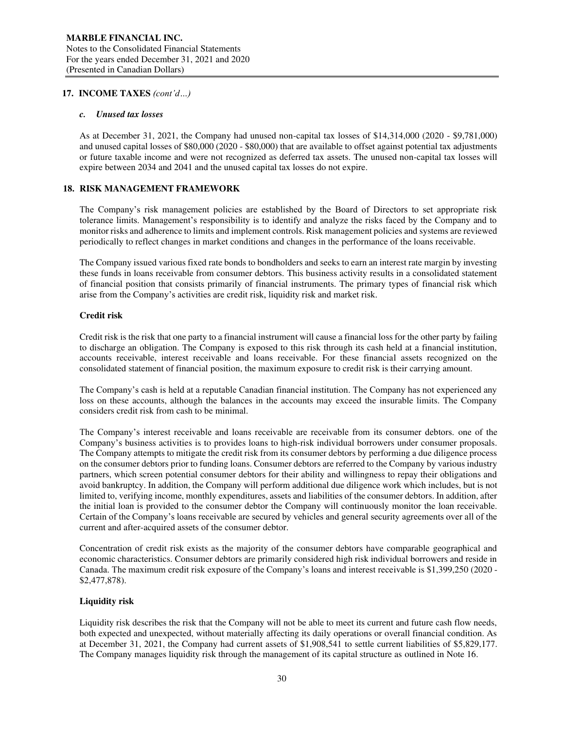## 17. INCOME TAXES *(cont'd…)*

### *c. Unused tax losses*

As at December 31, 2021, the Company had unused non-capital tax losses of $14,314,000 (2020 - $9,781,000) and unused capital losses of $80,000 (2020 - $80,000) that are available to offset against potential tax adjustments or future taxable income and were not recognized as deferred tax assets. The unused non-capital tax losses will expire between 2034 and 2041 and the unused capital tax losses do not expire.

## 18. RISK MANAGEMENT FRAMEWORK

The Company's risk management policies are established by the Board of Directors to set appropriate risk tolerance limits. Management's responsibility is to identify and analyze the risks faced by the Company and to monitor risks and adherence to limits and implement controls. Risk management policies and systems are reviewed periodically to reflect changes in market conditions and changes in the performance of the loans receivable.

The Company issued various fixed rate bonds to bondholders and seeks to earn an interest rate margin by investing these funds in loans receivable from consumer debtors. This business activity results in a consolidated statement of financial position that consists primarily of financial instruments. The primary types of financial risk which arise from the Company's activities are credit risk, liquidity risk and market risk.

**Credit risk**

Credit risk is the risk that one party to a financial instrument will cause a financial loss for the other party by failing to discharge an obligation. The Company is exposed to this risk through its cash held at a financial institution, accounts receivable, interest receivable and loans receivable. For these financial assets recognized on the consolidated statement of financial position, the maximum exposure to credit risk is their carrying amount.

The Company's cash is held at a reputable Canadian financial institution. The Company has not experienced any loss on these accounts, although the balances in the accounts may exceed the insurable limits. The Company considers credit risk from cash to be minimal.

The Company's interest receivable and loans receivable are receivable from its consumer debtors. one of the Company's business activities is to provides loans to high-risk individual borrowers under consumer proposals. The Company attempts to mitigate the credit risk from its consumer debtors by performing a due diligence process on the consumer debtors prior to funding loans. Consumer debtors are referred to the Company by various industry partners, which screen potential consumer debtors for their ability and willingness to repay their obligations and avoid bankruptcy. In addition, the Company will perform additional due diligence work which includes, but is not limited to, verifying income, monthly expenditures, assets and liabilities of the consumer debtors. In addition, after the initial loan is provided to the consumer debtor the Company will continuously monitor the loan receivable. Certain of the Company's loans receivable are secured by vehicles and general security agreements over all of the current and after-acquired assets of the consumer debtor.

Concentration of credit risk exists as the majority of the consumer debtors have comparable geographical and economic characteristics. Consumer debtors are primarily considered high risk individual borrowers and reside in Canada. The maximum credit risk exposure of the Company's loans and interest receivable is $1,399,250 (2020 - $2,477,878).

**Liquidity risk**

Liquidity risk describes the risk that the Company will not be able to meet its current and future cash flow needs, both expected and unexpected, without materially affecting its daily operations or overall financial condition. As at December 31, 2021, the Company had current assets of $1,908,541 to settle current liabilities of $5,829,177. The Company manages liquidity risk through the management of its capital structure as outlined in Note 16.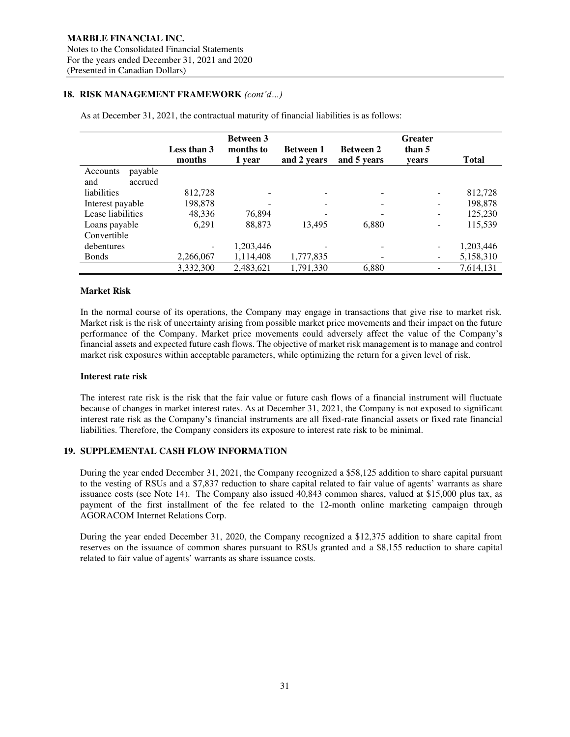## 18. RISK MANAGEMENT FRAMEWORK *(cont'd…)*

As at December 31, 2021, the contractual maturity of financial liabilities is as follows:

| | Less than 3 months | Between 3 months to 1 year | Between 1 and 2 years | Between 2 and 5 years | Greater than 5 years | Total |
|---|---|---|---|---|---|---|
| Accounts payable and accrued liabilities | 812,728 | - | - | - | - | 812,728 |
| Interest payable | 198,878 | - | - | - | - | 198,878 |
| Lease liabilities | 48,336 | 76,894 | - | - | - | 125,230 |
| Loans payable | 6,291 | 88,873 | 13,495 | 6,880 | - | 115,539 |
| Convertible debentures | - | 1,203,446 | - | - | - | 1,203,446 |
| Bonds | 2,266,067 | 1,114,408 | 1,777,835 | - | - | 5,158,310 |
| | 3,332,300 | 2,483,621 | 1,791,330 | 6,880 | - | 7,614,131 |

### Market Risk

In the normal course of its operations, the Company may engage in transactions that give rise to market risk. Market risk is the risk of uncertainty arising from possible market price movements and their impact on the future performance of the Company. Market price movements could adversely affect the value of the Company's financial assets and expected future cash flows. The objective of market risk management is to manage and control market risk exposures within acceptable parameters, while optimizing the return for a given level of risk.

### Interest rate risk

The interest rate risk is the risk that the fair value or future cash flows of a financial instrument will fluctuate because of changes in market interest rates. As at December 31, 2021, the Company is not exposed to significant interest rate risk as the Company's financial instruments are all fixed-rate financial assets or fixed rate financial liabilities. Therefore, the Company considers its exposure to interest rate risk to be minimal.

## 19. SUPPLEMENTAL CASH FLOW INFORMATION

During the year ended December 31, 2021, the Company recognized a $58,125 addition to share capital pursuant to the vesting of RSUs and a $7,837 reduction to share capital related to fair value of agents' warrants as share issuance costs (see Note 14). The Company also issued 40,843 common shares, valued at $15,000 plus tax, as payment of the first installment of the fee related to the 12-month online marketing campaign through AGORACOM Internet Relations Corp.

During the year ended December 31, 2020, the Company recognized a $12,375 addition to share capital from reserves on the issuance of common shares pursuant to RSUs granted and a $8,155 reduction to share capital related to fair value of agents' warrants as share issuance costs.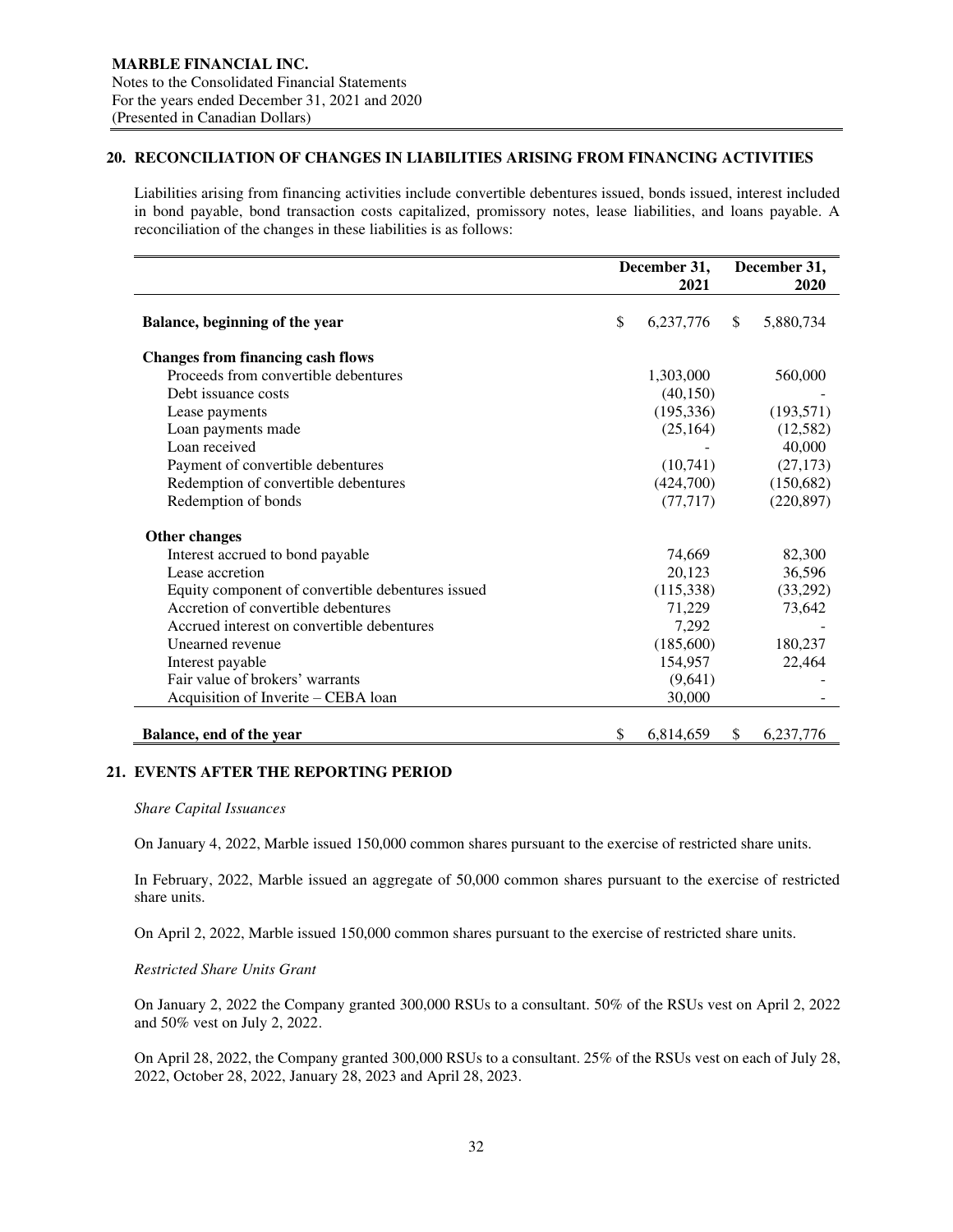**MARBLE FINANCIAL INC.**
Notes to the Consolidated Financial Statements
For the years ended December 31, 2021 and 2020
(Presented in Canadian Dollars)

## 20. RECONCILIATION OF CHANGES IN LIABILITIES ARISING FROM FINANCING ACTIVITIES

Liabilities arising from financing activities include convertible debentures issued, bonds issued, interest included in bond payable, bond transaction costs capitalized, promissory notes, lease liabilities, and loans payable. A reconciliation of the changes in these liabilities is as follows:

| | December 31, 2021 | December 31, 2020 |
|---|---|---|
| **Balance, beginning of the year** | $ 6,237,776 | $ 5,880,734 |
| **Changes from financing cash flows** | | |
| Proceeds from convertible debentures | 1,303,000 | 560,000 |
| Debt issuance costs | (40,150) | - |
| Lease payments | (195,336) | (193,571) |
| Loan payments made | (25,164) | (12,582) |
| Loan received | - | 40,000 |
| Payment of convertible debentures | (10,741) | (27,173) |
| Redemption of convertible debentures | (424,700) | (150,682) |
| Redemption of bonds | (77,717) | (220,897) |
| **Other changes** | | |
| Interest accrued to bond payable | 74,669 | 82,300 |
| Lease accretion | 20,123 | 36,596 |
| Equity component of convertible debentures issued | (115,338) | (33,292) |
| Accretion of convertible debentures | 71,229 | 73,642 |
| Accrued interest on convertible debentures | 7,292 | - |
| Unearned revenue | (185,600) | 180,237 |
| Interest payable | 154,957 | 22,464 |
| Fair value of brokers' warrants | (9,641) | - |
| Acquisition of Inverite – CEBA loan | 30,000 | - |
| **Balance, end of the year** | $ 6,814,659 | $ 6,237,776 |

## 21. EVENTS AFTER THE REPORTING PERIOD

*Share Capital Issuances*

On January 4, 2022, Marble issued 150,000 common shares pursuant to the exercise of restricted share units.

In February, 2022, Marble issued an aggregate of 50,000 common shares pursuant to the exercise of restricted share units.

On April 2, 2022, Marble issued 150,000 common shares pursuant to the exercise of restricted share units.

*Restricted Share Units Grant*

On January 2, 2022 the Company granted 300,000 RSUs to a consultant. 50% of the RSUs vest on April 2, 2022 and 50% vest on July 2, 2022.

On April 28, 2022, the Company granted 300,000 RSUs to a consultant. 25% of the RSUs vest on each of July 28, 2022, October 28, 2022, January 28, 2023 and April 28, 2023.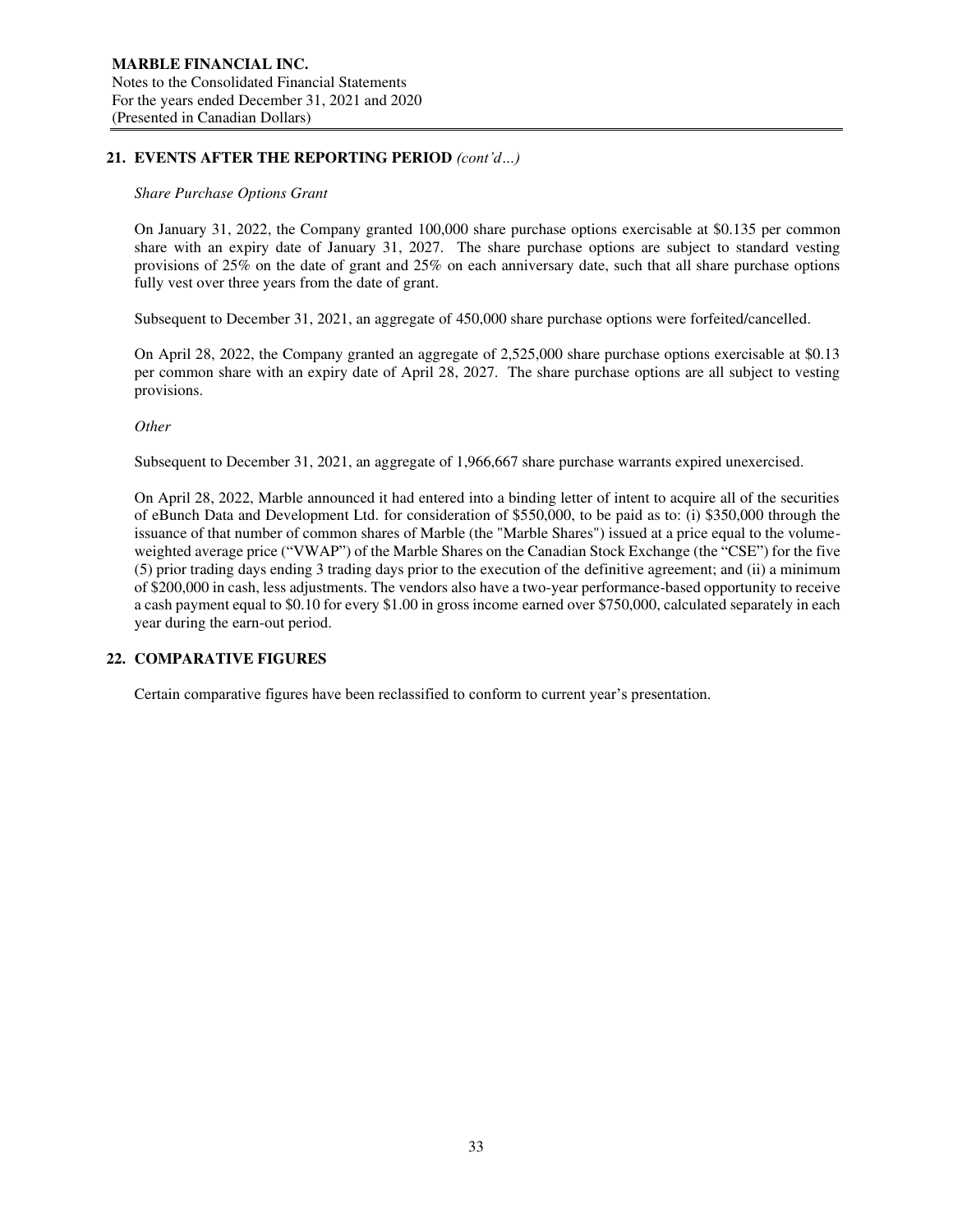## 21. EVENTS AFTER THE REPORTING PERIOD *(cont'd…)*

*Share Purchase Options Grant*

On January 31, 2022, the Company granted 100,000 share purchase options exercisable at $0.135 per common share with an expiry date of January 31, 2027. The share purchase options are subject to standard vesting provisions of 25% on the date of grant and 25% on each anniversary date, such that all share purchase options fully vest over three years from the date of grant.

Subsequent to December 31, 2021, an aggregate of 450,000 share purchase options were forfeited/cancelled.

On April 28, 2022, the Company granted an aggregate of 2,525,000 share purchase options exercisable at $0.13 per common share with an expiry date of April 28, 2027. The share purchase options are all subject to vesting provisions.

*Other*

Subsequent to December 31, 2021, an aggregate of 1,966,667 share purchase warrants expired unexercised.

On April 28, 2022, Marble announced it had entered into a binding letter of intent to acquire all of the securities of eBunch Data and Development Ltd. for consideration of $550,000, to be paid as to: (i) $350,000 through the issuance of that number of common shares of Marble (the "Marble Shares") issued at a price equal to the volume-weighted average price ("VWAP") of the Marble Shares on the Canadian Stock Exchange (the "CSE") for the five (5) prior trading days ending 3 trading days prior to the execution of the definitive agreement; and (ii) a minimum of $200,000 in cash, less adjustments. The vendors also have a two-year performance-based opportunity to receive a cash payment equal to $0.10 for every $1.00 in gross income earned over $750,000, calculated separately in each year during the earn-out period.

## 22. COMPARATIVE FIGURES

Certain comparative figures have been reclassified to conform to current year's presentation.